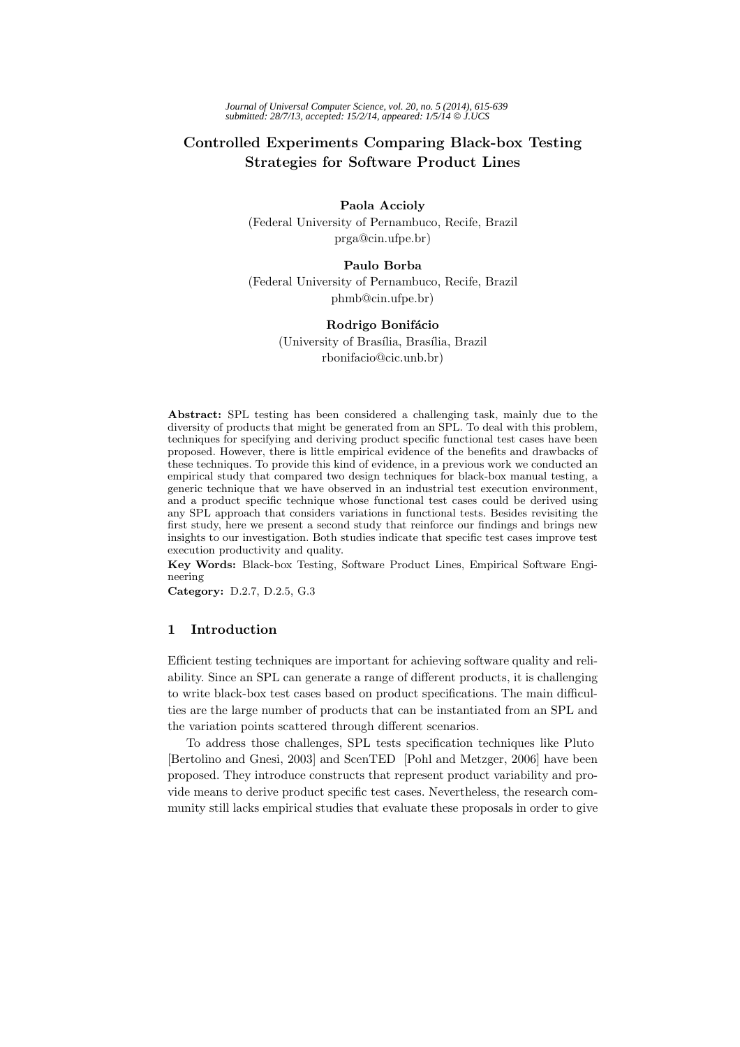# Controlled Experiments Comparing Black-box Testing Strategies for Software Product Lines

**Paola Accioly**
(Federal University of Pernambuco, Recife, Brazil
prga@cin.ufpe.br)

**Paulo Borba**
(Federal University of Pernambuco, Recife, Brazil
phmb@cin.ufpe.br)

**Rodrigo Bonifácio**
(University of Brasília, Brasília, Brazil
rbonifacio@cic.unb.br)

**Abstract:** SPL testing has been considered a challenging task, mainly due to the diversity of products that might be generated from an SPL. To deal with this problem, techniques for specifying and deriving product specific functional test cases have been proposed. However, there is little empirical evidence of the benefits and drawbacks of these techniques. To provide this kind of evidence, in a previous work we conducted an empirical study that compared two design techniques for black-box manual testing, a generic technique that we have observed in an industrial test execution environment, and a product specific technique whose functional test cases could be derived using any SPL approach that considers variations in functional tests. Besides revisiting the first study, here we present a second study that reinforce our findings and brings new insights to our investigation. Both studies indicate that specific test cases improve test execution productivity and quality.

**Key Words:** Black-box Testing, Software Product Lines, Empirical Software Engineering

**Category:** D.2.7, D.2.5, G.3

## 1 Introduction

Efficient testing techniques are important for achieving software quality and reliability. Since an SPL can generate a range of different products, it is challenging to write black-box test cases based on product specifications. The main difficulties are the large number of products that can be instantiated from an SPL and the variation points scattered through different scenarios.

To address those challenges, SPL tests specification techniques like Pluto [Bertolino and Gnesi, 2003] and ScenTED [Pohl and Metzger, 2006] have been proposed. They introduce constructs that represent product variability and provide means to derive product specific test cases. Nevertheless, the research community still lacks empirical studies that evaluate these proposals in order to give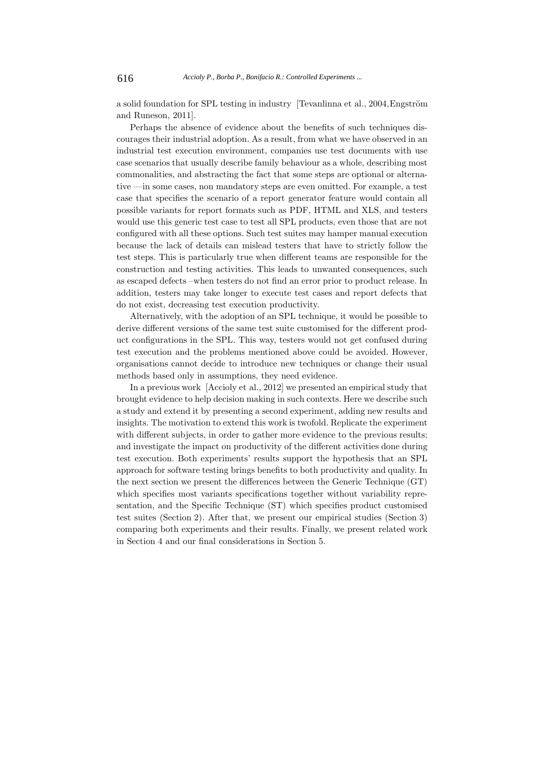a solid foundation for SPL testing in industry [Tevanlinna et al., 2004,Engström and Runeson, 2011].

Perhaps the absence of evidence about the benefits of such techniques discourages their industrial adoption. As a result, from what we have observed in an industrial test execution environment, companies use test documents with use case scenarios that usually describe family behaviour as a whole, describing most commonalities, and abstracting the fact that some steps are optional or alternative —in some cases, non mandatory steps are even omitted. For example, a test case that specifies the scenario of a report generator feature would contain all possible variants for report formats such as PDF, HTML and XLS, and testers would use this generic test case to test all SPL products, even those that are not configured with all these options. Such test suites may hamper manual execution because the lack of details can mislead testers that have to strictly follow the test steps. This is particularly true when different teams are responsible for the construction and testing activities. This leads to unwanted consequences, such as escaped defects –when testers do not find an error prior to product release. In addition, testers may take longer to execute test cases and report defects that do not exist, decreasing test execution productivity.

Alternatively, with the adoption of an SPL technique, it would be possible to derive different versions of the same test suite customised for the different product configurations in the SPL. This way, testers would not get confused during test execution and the problems mentioned above could be avoided. However, organisations cannot decide to introduce new techniques or change their usual methods based only in assumptions, they need evidence.

In a previous work [Accioly et al., 2012] we presented an empirical study that brought evidence to help decision making in such contexts. Here we describe such a study and extend it by presenting a second experiment, adding new results and insights. The motivation to extend this work is twofold. Replicate the experiment with different subjects, in order to gather more evidence to the previous results; and investigate the impact on productivity of the different activities done during test execution. Both experiments' results support the hypothesis that an SPL approach for software testing brings benefits to both productivity and quality. In the next section we present the differences between the Generic Technique (GT) which specifies most variants specifications together without variability representation, and the Specific Technique (ST) which specifies product customised test suites (Section 2). After that, we present our empirical studies (Section 3) comparing both experiments and their results. Finally, we present related work in Section 4 and our final considerations in Section 5.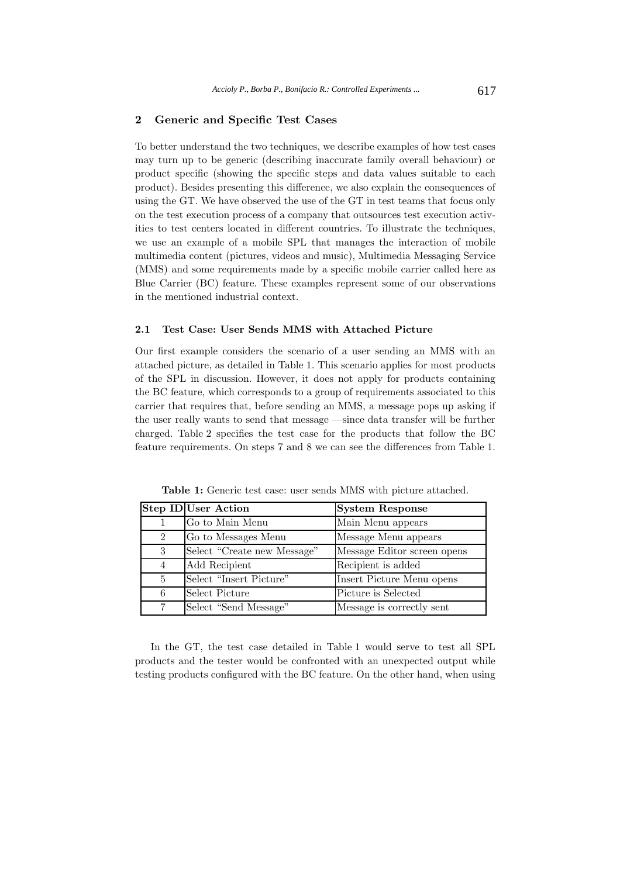## 2 Generic and Specific Test Cases

To better understand the two techniques, we describe examples of how test cases may turn up to be generic (describing inaccurate family overall behaviour) or product specific (showing the specific steps and data values suitable to each product). Besides presenting this difference, we also explain the consequences of using the GT. We have observed the use of the GT in test teams that focus only on the test execution process of a company that outsources test execution activities to test centers located in different countries. To illustrate the techniques, we use an example of a mobile SPL that manages the interaction of mobile multimedia content (pictures, videos and music), Multimedia Messaging Service (MMS) and some requirements made by a specific mobile carrier called here as Blue Carrier (BC) feature. These examples represent some of our observations in the mentioned industrial context.

### 2.1 Test Case: User Sends MMS with Attached Picture

Our first example considers the scenario of a user sending an MMS with an attached picture, as detailed in Table 1. This scenario applies for most products of the SPL in discussion. However, it does not apply for products containing the BC feature, which corresponds to a group of requirements associated to this carrier that requires that, before sending an MMS, a message pops up asking if the user really wants to send that message —since data transfer will be further charged. Table 2 specifies the test case for the products that follow the BC feature requirements. On steps 7 and 8 we can see the differences from Table 1.

**Table 1:** Generic test case: user sends MMS with picture attached.

| Step ID | User Action | System Response |
|---|---|---|
| 1 | Go to Main Menu | Main Menu appears |
| 2 | Go to Messages Menu | Message Menu appears |
| 3 | Select "Create new Message" | Message Editor screen opens |
| 4 | Add Recipient | Recipient is added |
| 5 | Select "Insert Picture" | Insert Picture Menu opens |
| 6 | Select Picture | Picture is Selected |
| 7 | Select "Send Message" | Message is correctly sent |

In the GT, the test case detailed in Table 1 would serve to test all SPL products and the tester would be confronted with an unexpected output while testing products configured with the BC feature. On the other hand, when using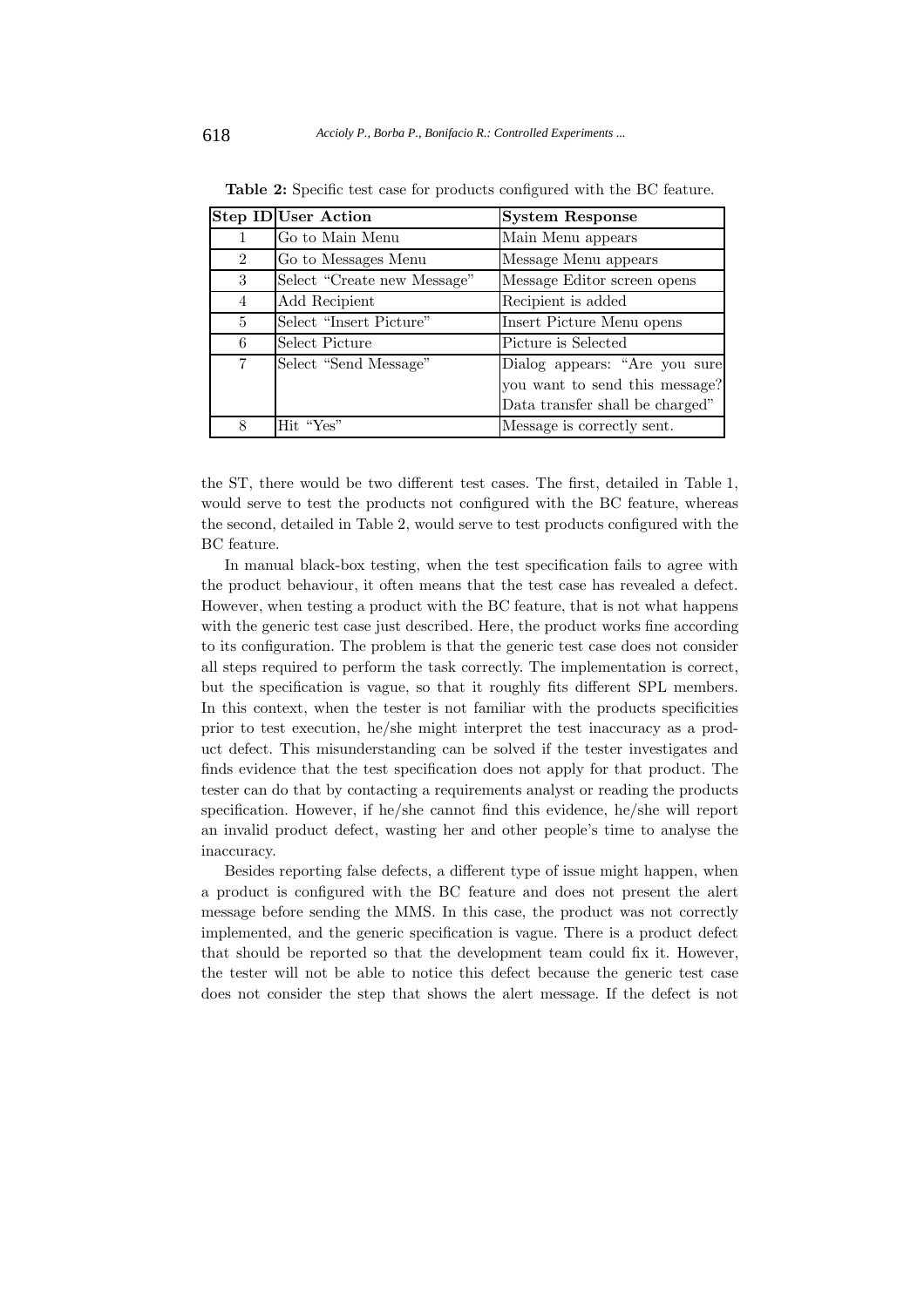**Table 2:** Specific test case for products configured with the BC feature.

| Step ID | User Action | System Response |
|---|---|---|
| 1 | Go to Main Menu | Main Menu appears |
| 2 | Go to Messages Menu | Message Menu appears |
| 3 | Select "Create new Message" | Message Editor screen opens |
| 4 | Add Recipient | Recipient is added |
| 5 | Select "Insert Picture" | Insert Picture Menu opens |
| 6 | Select Picture | Picture is Selected |
| 7 | Select "Send Message" | Dialog appears: "Are you sure you want to send this message? Data transfer shall be charged" |
| 8 | Hit "Yes" | Message is correctly sent. |

the ST, there would be two different test cases. The first, detailed in Table 1, would serve to test the products not configured with the BC feature, whereas the second, detailed in Table 2, would serve to test products configured with the BC feature.

In manual black-box testing, when the test specification fails to agree with the product behaviour, it often means that the test case has revealed a defect. However, when testing a product with the BC feature, that is not what happens with the generic test case just described. Here, the product works fine according to its configuration. The problem is that the generic test case does not consider all steps required to perform the task correctly. The implementation is correct, but the specification is vague, so that it roughly fits different SPL members. In this context, when the tester is not familiar with the products specificities prior to test execution, he/she might interpret the test inaccuracy as a product defect. This misunderstanding can be solved if the tester investigates and finds evidence that the test specification does not apply for that product. The tester can do that by contacting a requirements analyst or reading the products specification. However, if he/she cannot find this evidence, he/she will report an invalid product defect, wasting her and other people's time to analyse the inaccuracy.

Besides reporting false defects, a different type of issue might happen, when a product is configured with the BC feature and does not present the alert message before sending the MMS. In this case, the product was not correctly implemented, and the generic specification is vague. There is a product defect that should be reported so that the development team could fix it. However, the tester will not be able to notice this defect because the generic test case does not consider the step that shows the alert message. If the defect is not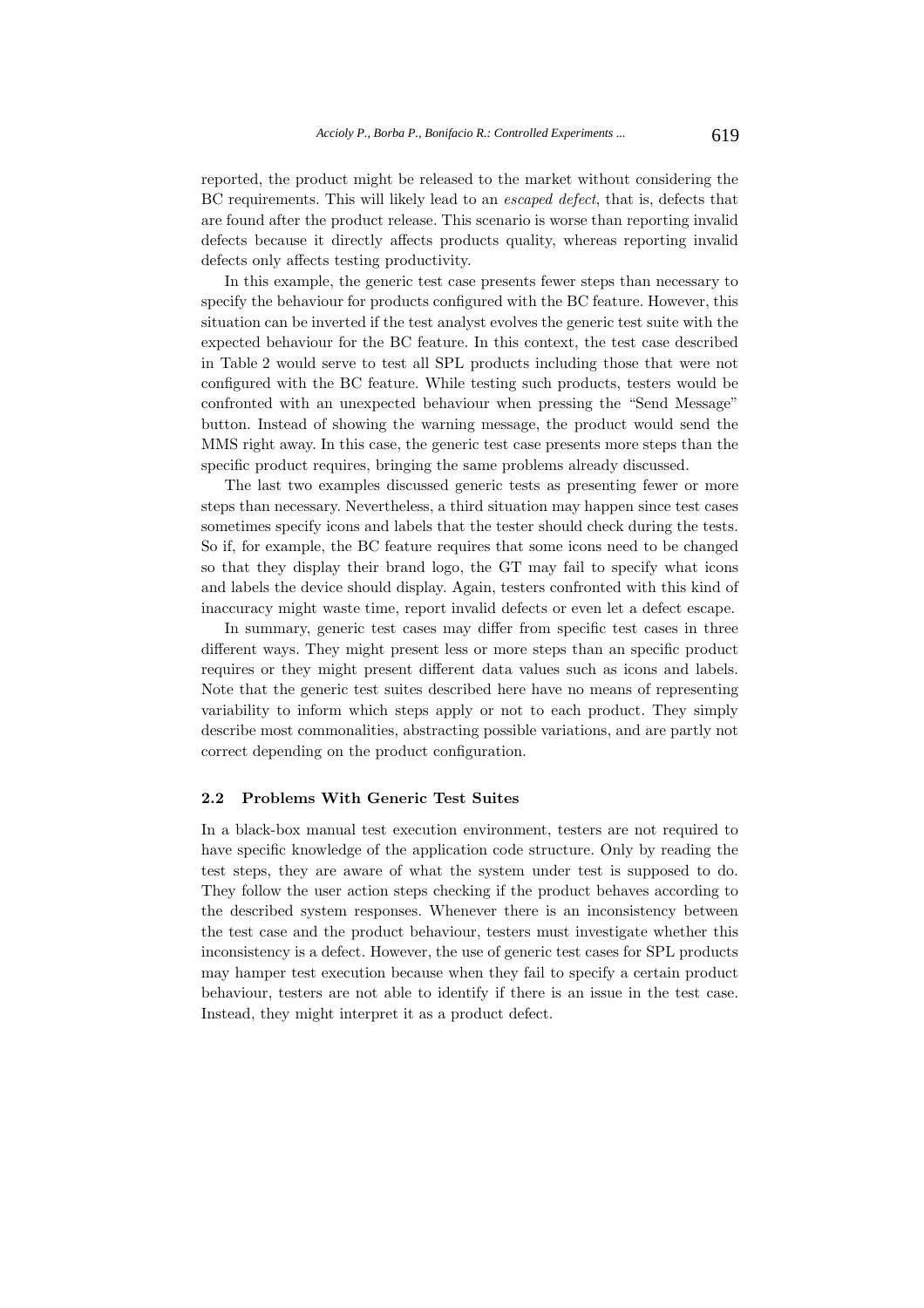reported, the product might be released to the market without considering the BC requirements. This will likely lead to an *escaped defect*, that is, defects that are found after the product release. This scenario is worse than reporting invalid defects because it directly affects products quality, whereas reporting invalid defects only affects testing productivity.

In this example, the generic test case presents fewer steps than necessary to specify the behaviour for products configured with the BC feature. However, this situation can be inverted if the test analyst evolves the generic test suite with the expected behaviour for the BC feature. In this context, the test case described in Table 2 would serve to test all SPL products including those that were not configured with the BC feature. While testing such products, testers would be confronted with an unexpected behaviour when pressing the "Send Message" button. Instead of showing the warning message, the product would send the MMS right away. In this case, the generic test case presents more steps than the specific product requires, bringing the same problems already discussed.

The last two examples discussed generic tests as presenting fewer or more steps than necessary. Nevertheless, a third situation may happen since test cases sometimes specify icons and labels that the tester should check during the tests. So if, for example, the BC feature requires that some icons need to be changed so that they display their brand logo, the GT may fail to specify what icons and labels the device should display. Again, testers confronted with this kind of inaccuracy might waste time, report invalid defects or even let a defect escape.

In summary, generic test cases may differ from specific test cases in three different ways. They might present less or more steps than an specific product requires or they might present different data values such as icons and labels. Note that the generic test suites described here have no means of representing variability to inform which steps apply or not to each product. They simply describe most commonalities, abstracting possible variations, and are partly not correct depending on the product configuration.

### 2.2 Problems With Generic Test Suites

In a black-box manual test execution environment, testers are not required to have specific knowledge of the application code structure. Only by reading the test steps, they are aware of what the system under test is supposed to do. They follow the user action steps checking if the product behaves according to the described system responses. Whenever there is an inconsistency between the test case and the product behaviour, testers must investigate whether this inconsistency is a defect. However, the use of generic test cases for SPL products may hamper test execution because when they fail to specify a certain product behaviour, testers are not able to identify if there is an issue in the test case. Instead, they might interpret it as a product defect.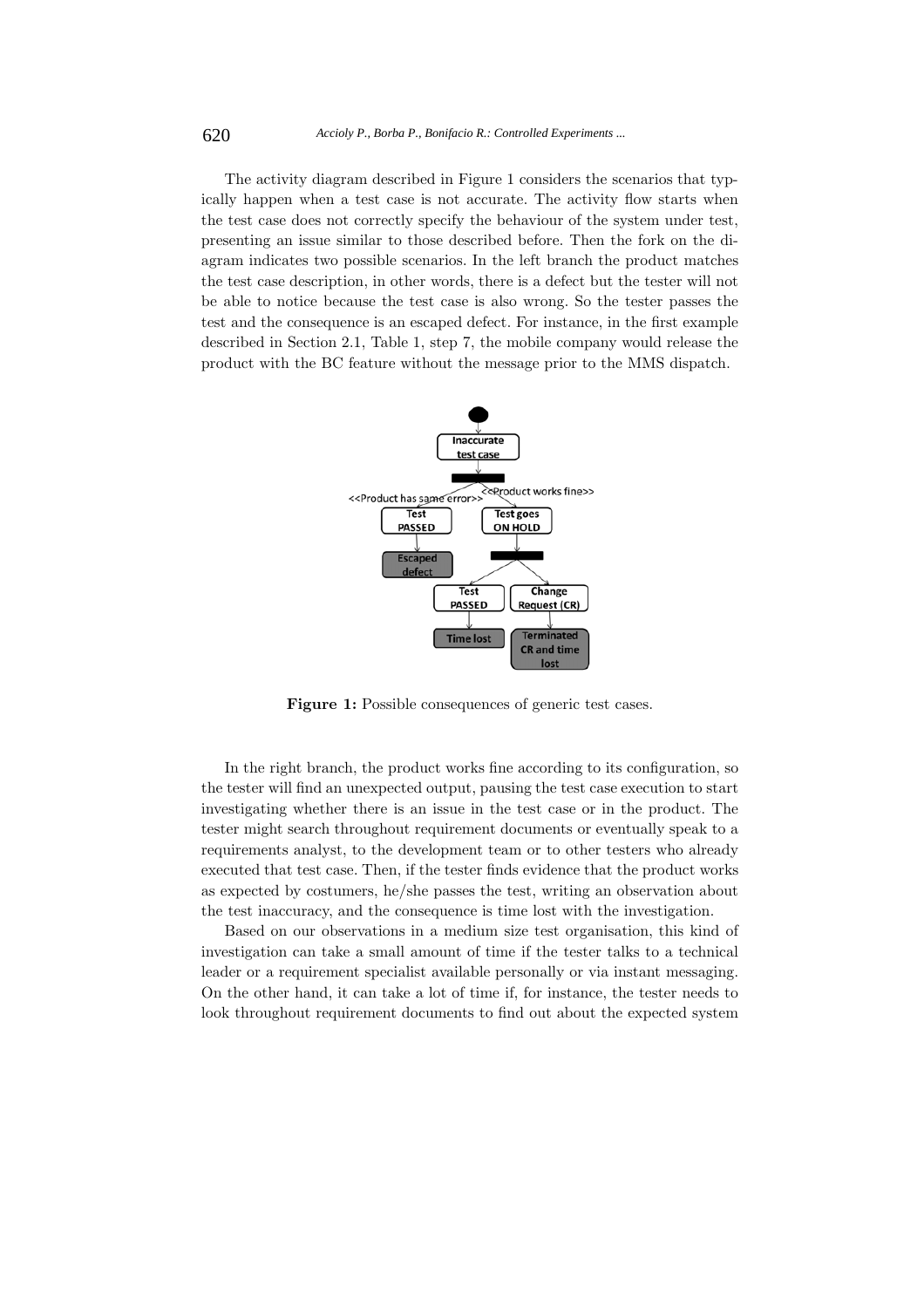The activity diagram described in Figure 1 considers the scenarios that typically happen when a test case is not accurate. The activity flow starts when the test case does not correctly specify the behaviour of the system under test, presenting an issue similar to those described before. Then the fork on the diagram indicates two possible scenarios. In the left branch the product matches the test case description, in other words, there is a defect but the tester will not be able to notice because the test case is also wrong. So the tester passes the test and the consequence is an escaped defect. For instance, in the first example described in Section 2.1, Table 1, step 7, the mobile company would release the product with the BC feature without the message prior to the MMS dispatch.

**Figure 1:** Possible consequences of generic test cases.

In the right branch, the product works fine according to its configuration, so the tester will find an unexpected output, pausing the test case execution to start investigating whether there is an issue in the test case or in the product. The tester might search throughout requirement documents or eventually speak to a requirements analyst, to the development team or to other testers who already executed that test case. Then, if the tester finds evidence that the product works as expected by costumers, he/she passes the test, writing an observation about the test inaccuracy, and the consequence is time lost with the investigation.

Based on our observations in a medium size test organisation, this kind of investigation can take a small amount of time if the tester talks to a technical leader or a requirement specialist available personally or via instant messaging. On the other hand, it can take a lot of time if, for instance, the tester needs to look throughout requirement documents to find out about the expected system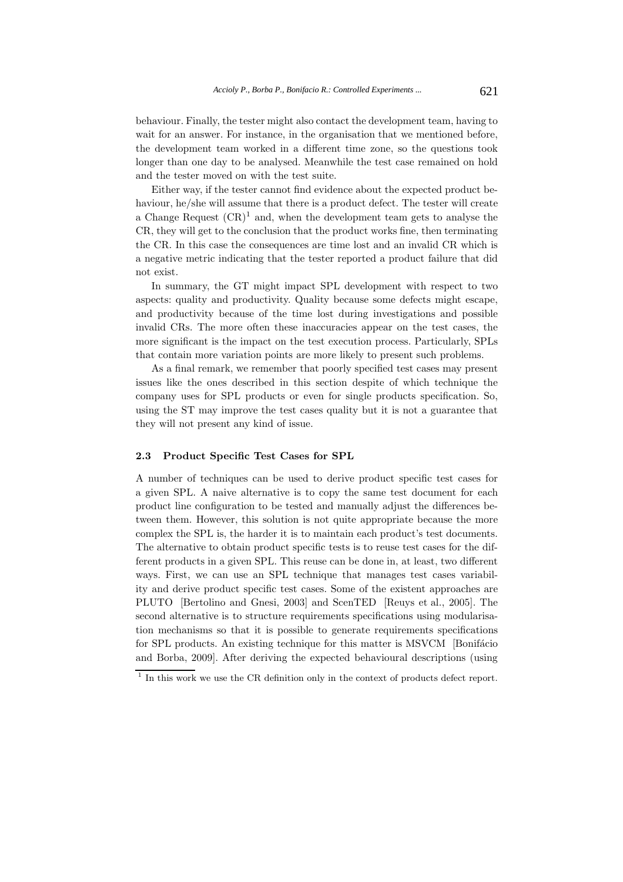behaviour. Finally, the tester might also contact the development team, having to wait for an answer. For instance, in the organisation that we mentioned before, the development team worked in a different time zone, so the questions took longer than one day to be analysed. Meanwhile the test case remained on hold and the tester moved on with the test suite.

Either way, if the tester cannot find evidence about the expected product behaviour, he/she will assume that there is a product defect. The tester will create a Change Request (CR)[1] and, when the development team gets to analyse the CR, they will get to the conclusion that the product works fine, then terminating the CR. In this case the consequences are time lost and an invalid CR which is a negative metric indicating that the tester reported a product failure that did not exist.

In summary, the GT might impact SPL development with respect to two aspects: quality and productivity. Quality because some defects might escape, and productivity because of the time lost during investigations and possible invalid CRs. The more often these inaccuracies appear on the test cases, the more significant is the impact on the test execution process. Particularly, SPLs that contain more variation points are more likely to present such problems.

As a final remark, we remember that poorly specified test cases may present issues like the ones described in this section despite of which technique the company uses for SPL products or even for single products specification. So, using the ST may improve the test cases quality but it is not a guarantee that they will not present any kind of issue.

### 2.3 Product Specific Test Cases for SPL

A number of techniques can be used to derive product specific test cases for a given SPL. A naive alternative is to copy the same test document for each product line configuration to be tested and manually adjust the differences between them. However, this solution is not quite appropriate because the more complex the SPL is, the harder it is to maintain each product's test documents. The alternative to obtain product specific tests is to reuse test cases for the different products in a given SPL. This reuse can be done in, at least, two different ways. First, we can use an SPL technique that manages test cases variability and derive product specific test cases. Some of the existent approaches are PLUTO [Bertolino and Gnesi, 2003] and ScenTED [Reuys et al., 2005]. The second alternative is to structure requirements specifications using modularisation mechanisms so that it is possible to generate requirements specifications for SPL products. An existing technique for this matter is MSVCM [Bonifácio and Borba, 2009]. After deriving the expected behavioural descriptions (using

[1] In this work we use the CR definition only in the context of products defect report.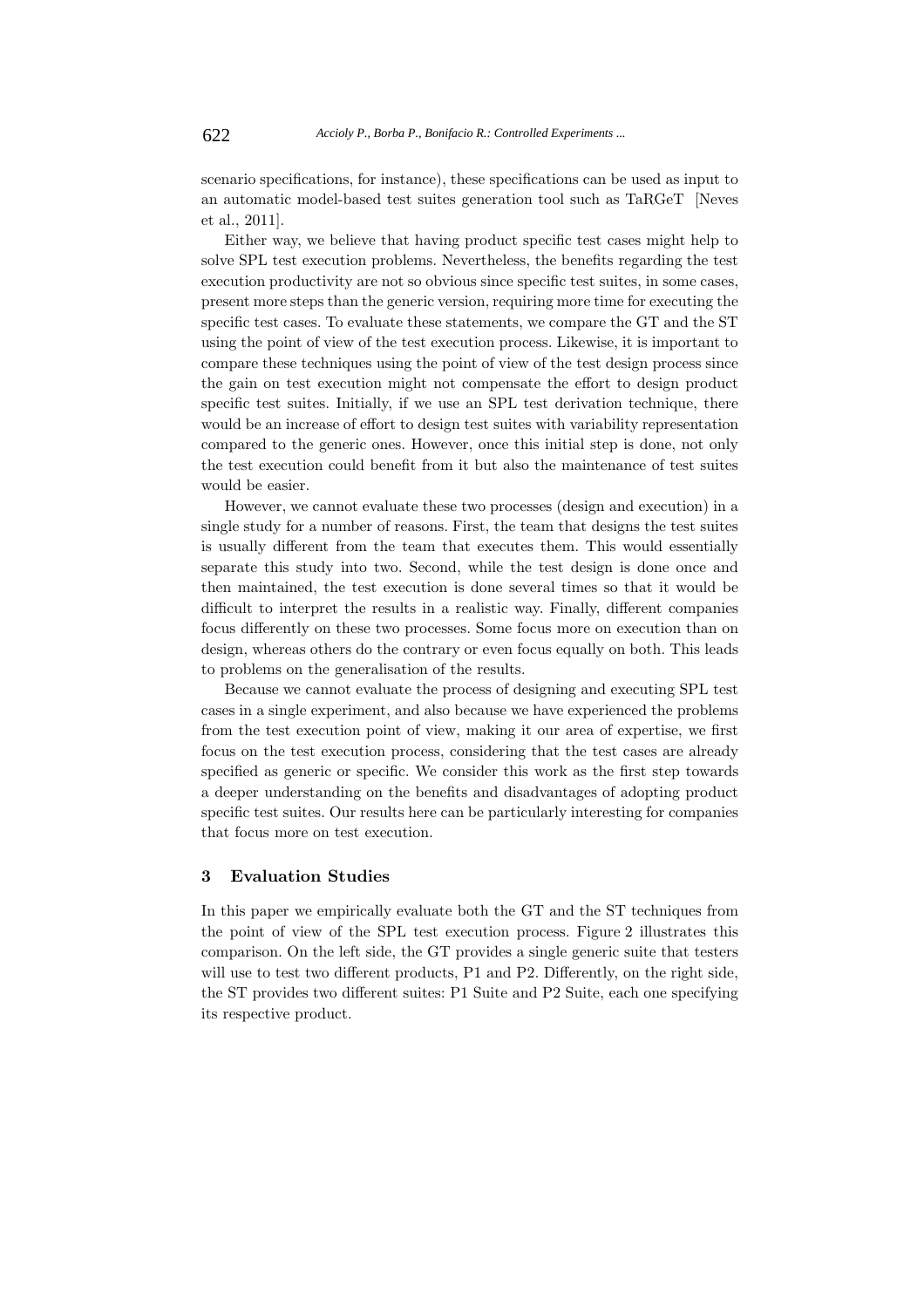scenario specifications, for instance), these specifications can be used as input to an automatic model-based test suites generation tool such as TaRGeT [Neves et al., 2011].

Either way, we believe that having product specific test cases might help to solve SPL test execution problems. Nevertheless, the benefits regarding the test execution productivity are not so obvious since specific test suites, in some cases, present more steps than the generic version, requiring more time for executing the specific test cases. To evaluate these statements, we compare the GT and the ST using the point of view of the test execution process. Likewise, it is important to compare these techniques using the point of view of the test design process since the gain on test execution might not compensate the effort to design product specific test suites. Initially, if we use an SPL test derivation technique, there would be an increase of effort to design test suites with variability representation compared to the generic ones. However, once this initial step is done, not only the test execution could benefit from it but also the maintenance of test suites would be easier.

However, we cannot evaluate these two processes (design and execution) in a single study for a number of reasons. First, the team that designs the test suites is usually different from the team that executes them. This would essentially separate this study into two. Second, while the test design is done once and then maintained, the test execution is done several times so that it would be difficult to interpret the results in a realistic way. Finally, different companies focus differently on these two processes. Some focus more on execution than on design, whereas others do the contrary or even focus equally on both. This leads to problems on the generalisation of the results.

Because we cannot evaluate the process of designing and executing SPL test cases in a single experiment, and also because we have experienced the problems from the test execution point of view, making it our area of expertise, we first focus on the test execution process, considering that the test cases are already specified as generic or specific. We consider this work as the first step towards a deeper understanding on the benefits and disadvantages of adopting product specific test suites. Our results here can be particularly interesting for companies that focus more on test execution.

## 3 Evaluation Studies

In this paper we empirically evaluate both the GT and the ST techniques from the point of view of the SPL test execution process. Figure 2 illustrates this comparison. On the left side, the GT provides a single generic suite that testers will use to test two different products, P1 and P2. Differently, on the right side, the ST provides two different suites: P1 Suite and P2 Suite, each one specifying its respective product.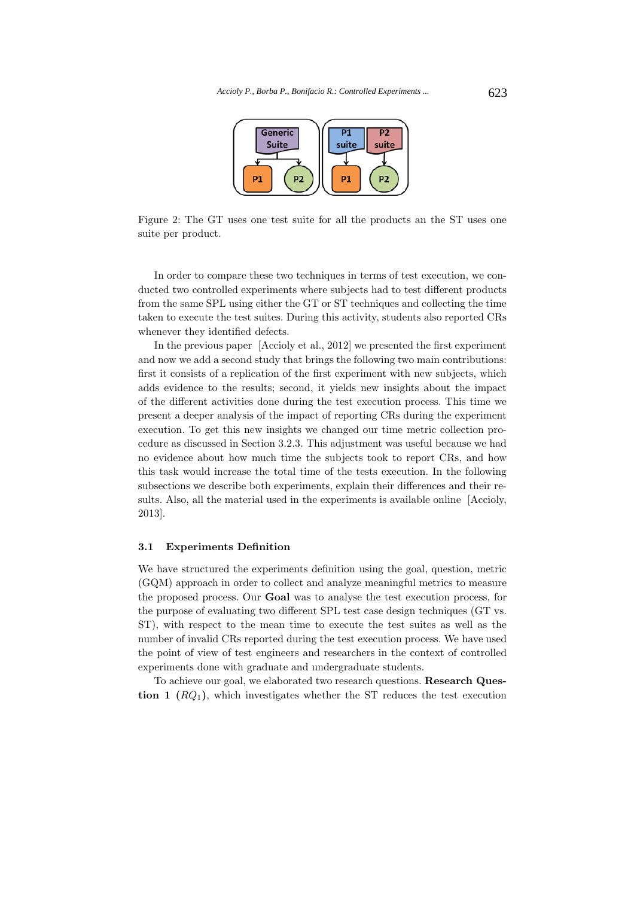Figure 2: The GT uses one test suite for all the products an the ST uses one suite per product.

In order to compare these two techniques in terms of test execution, we conducted two controlled experiments where subjects had to test different products from the same SPL using either the GT or ST techniques and collecting the time taken to execute the test suites. During this activity, students also reported CRs whenever they identified defects.

In the previous paper [Accioly et al., 2012] we presented the first experiment and now we add a second study that brings the following two main contributions: first it consists of a replication of the first experiment with new subjects, which adds evidence to the results; second, it yields new insights about the impact of the different activities done during the test execution process. This time we present a deeper analysis of the impact of reporting CRs during the experiment execution. To get this new insights we changed our time metric collection procedure as discussed in Section 3.2.3. This adjustment was useful because we had no evidence about how much time the subjects took to report CRs, and how this task would increase the total time of the tests execution. In the following subsections we describe both experiments, explain their differences and their results. Also, all the material used in the experiments is available online [Accioly, 2013].

### 3.1 Experiments Definition

We have structured the experiments definition using the goal, question, metric (GQM) approach in order to collect and analyze meaningful metrics to measure the proposed process. Our **Goal** was to analyse the test execution process, for the purpose of evaluating two different SPL test case design techniques (GT vs. ST), with respect to the mean time to execute the test suites as well as the number of invalid CRs reported during the test execution process. We have used the point of view of test engineers and researchers in the context of controlled experiments done with graduate and undergraduate students.

To achieve our goal, we elaborated two research questions. **Research Question 1** (**$RQ_1$**), which investigates whether the ST reduces the test execution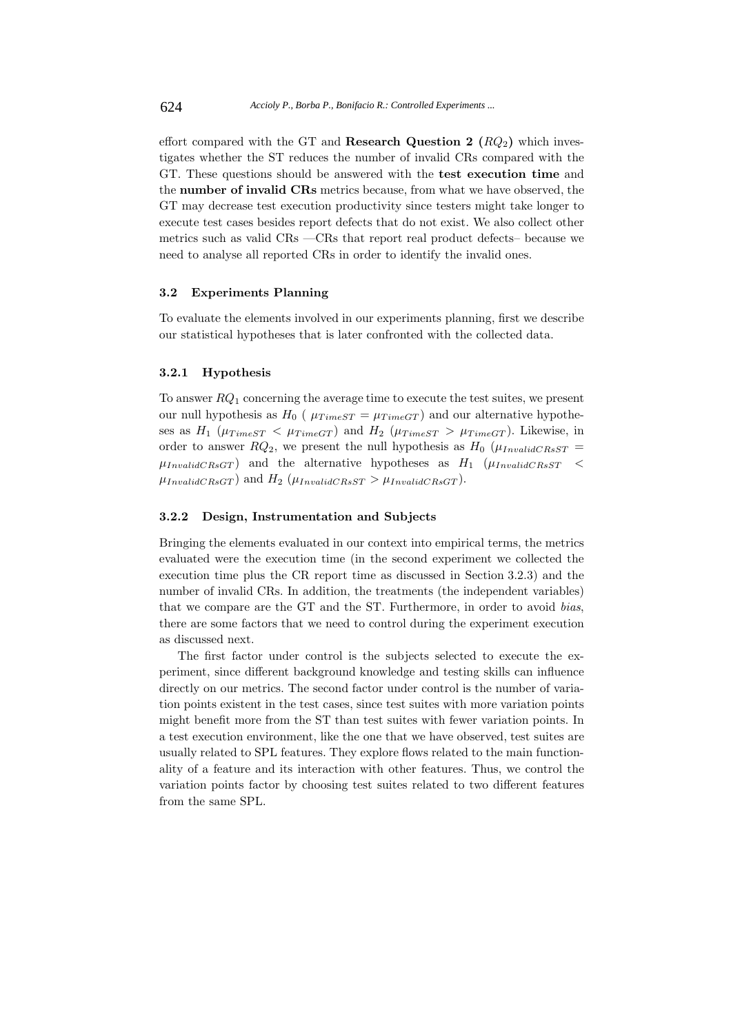effort compared with the GT and **Research Question 2 ($RQ_2$)** which investigates whether the ST reduces the number of invalid CRs compared with the GT. These questions should be answered with the **test execution time** and the **number of invalid CRs** metrics because, from what we have observed, the GT may decrease test execution productivity since testers might take longer to execute test cases besides report defects that do not exist. We also collect other metrics such as valid CRs —CRs that report real product defects– because we need to analyse all reported CRs in order to identify the invalid ones.

### 3.2 Experiments Planning

To evaluate the elements involved in our experiments planning, first we describe our statistical hypotheses that is later confronted with the collected data.

#### 3.2.1 Hypothesis

To answer $RQ_1$ concerning the average time to execute the test suites, we present our null hypothesis as $H_0$ ( $\mu_{TimeST} = \mu_{TimeGT}$) and our alternative hypotheses as $H_1$ ($\mu_{TimeST} < \mu_{TimeGT}$) and $H_2$ ($\mu_{TimeST} > \mu_{TimeGT}$). Likewise, in order to answer $RQ_2$, we present the null hypothesis as $H_0$ ($\mu_{InvalidCRsST} = \mu_{InvalidCRsGT}$) and the alternative hypotheses as $H_1$ ($\mu_{InvalidCRsST} < \mu_{InvalidCRsGT}$) and $H_2$ ($\mu_{InvalidCRsST} > \mu_{InvalidCRsGT}$).

#### 3.2.2 Design, Instrumentation and Subjects

Bringing the elements evaluated in our context into empirical terms, the metrics evaluated were the execution time (in the second experiment we collected the execution time plus the CR report time as discussed in Section 3.2.3) and the number of invalid CRs. In addition, the treatments (the independent variables) that we compare are the GT and the ST. Furthermore, in order to avoid *bias*, there are some factors that we need to control during the experiment execution as discussed next.

The first factor under control is the subjects selected to execute the experiment, since different background knowledge and testing skills can influence directly on our metrics. The second factor under control is the number of variation points existent in the test cases, since test suites with more variation points might benefit more from the ST than test suites with fewer variation points. In a test execution environment, like the one that we have observed, test suites are usually related to SPL features. They explore flows related to the main functionality of a feature and its interaction with other features. Thus, we control the variation points factor by choosing test suites related to two different features from the same SPL.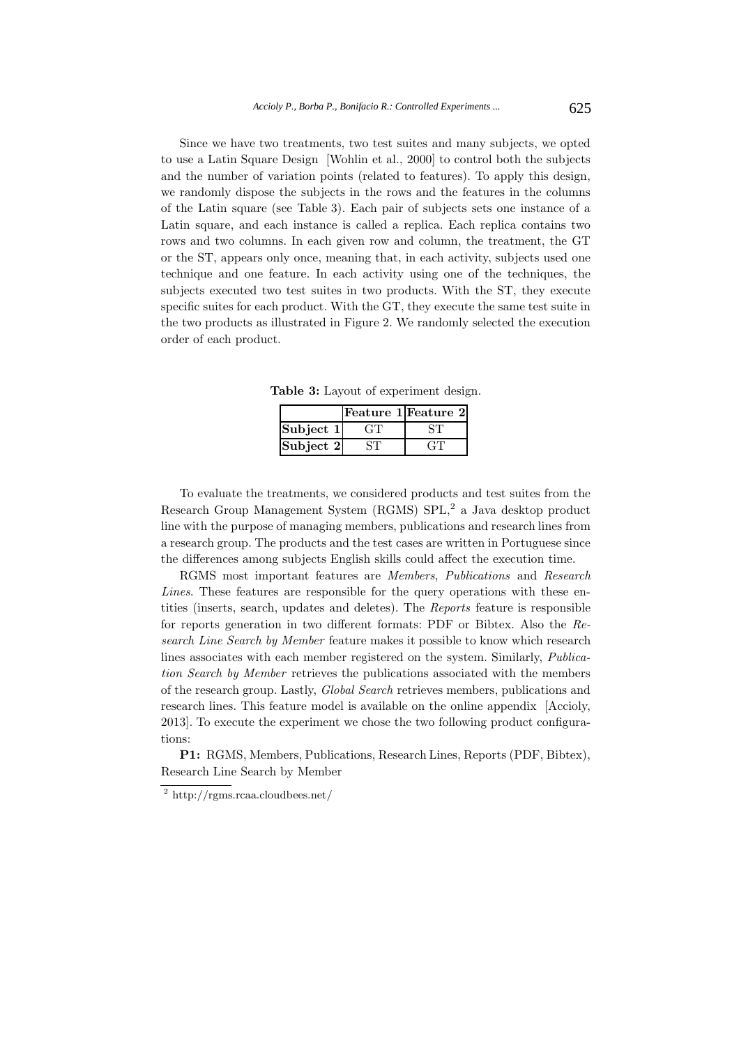Since we have two treatments, two test suites and many subjects, we opted to use a Latin Square Design [Wohlin et al., 2000] to control both the subjects and the number of variation points (related to features). To apply this design, we randomly dispose the subjects in the rows and the features in the columns of the Latin square (see Table 3). Each pair of subjects sets one instance of a Latin square, and each instance is called a replica. Each replica contains two rows and two columns. In each given row and column, the treatment, the GT or the ST, appears only once, meaning that, in each activity, subjects used one technique and one feature. In each activity using one of the techniques, the subjects executed two test suites in two products. With the ST, they execute specific suites for each product. With the GT, they execute the same test suite in the two products as illustrated in Figure 2. We randomly selected the execution order of each product.

**Table 3:** Layout of experiment design.

| | **Feature 1** | **Feature 2** |
|---|---|---|
| **Subject 1** | GT | ST |
| **Subject 2** | ST | GT |

To evaluate the treatments, we considered products and test suites from the Research Group Management System (RGMS) SPL,[2] a Java desktop product line with the purpose of managing members, publications and research lines from a research group. The products and the test cases are written in Portuguese since the differences among subjects English skills could affect the execution time.

RGMS most important features are *Members*, *Publications* and *Research Lines*. These features are responsible for the query operations with these entities (inserts, search, updates and deletes). The *Reports* feature is responsible for reports generation in two different formats: PDF or Bibtex. Also the *Research Line Search by Member* feature makes it possible to know which research lines associates with each member registered on the system. Similarly, *Publication Search by Member* retrieves the publications associated with the members of the research group. Lastly, *Global Search* retrieves members, publications and research lines. This feature model is available on the online appendix [Accioly, 2013]. To execute the experiment we chose the two following product configurations:

**P1:** RGMS, Members, Publications, Research Lines, Reports (PDF, Bibtex), Research Line Search by Member

[2] http://rgms.rcaa.cloudbees.net/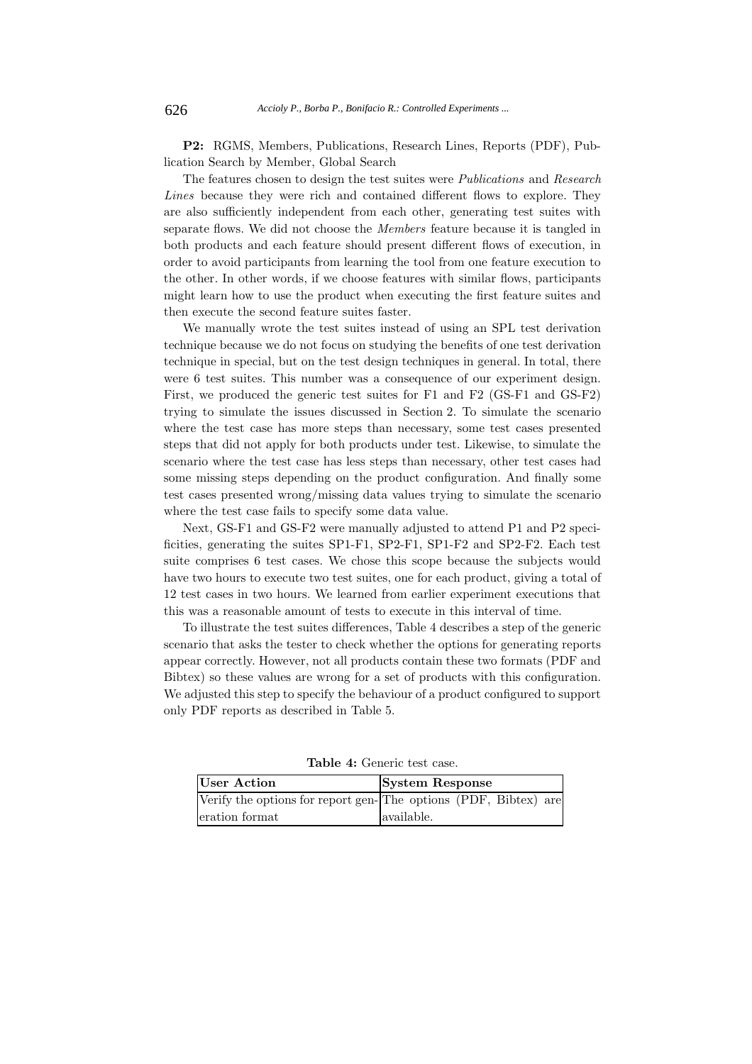**P2:** RGMS, Members, Publications, Research Lines, Reports (PDF), Publication Search by Member, Global Search

The features chosen to design the test suites were *Publications* and *Research Lines* because they were rich and contained different flows to explore. They are also sufficiently independent from each other, generating test suites with separate flows. We did not choose the *Members* feature because it is tangled in both products and each feature should present different flows of execution, in order to avoid participants from learning the tool from one feature execution to the other. In other words, if we choose features with similar flows, participants might learn how to use the product when executing the first feature suites and then execute the second feature suites faster.

We manually wrote the test suites instead of using an SPL test derivation technique because we do not focus on studying the benefits of one test derivation technique in special, but on the test design techniques in general. In total, there were 6 test suites. This number was a consequence of our experiment design. First, we produced the generic test suites for F1 and F2 (GS-F1 and GS-F2) trying to simulate the issues discussed in Section 2. To simulate the scenario where the test case has more steps than necessary, some test cases presented steps that did not apply for both products under test. Likewise, to simulate the scenario where the test case has less steps than necessary, other test cases had some missing steps depending on the product configuration. And finally some test cases presented wrong/missing data values trying to simulate the scenario where the test case fails to specify some data value.

Next, GS-F1 and GS-F2 were manually adjusted to attend P1 and P2 specificities, generating the suites SP1-F1, SP2-F1, SP1-F2 and SP2-F2. Each test suite comprises 6 test cases. We chose this scope because the subjects would have two hours to execute two test suites, one for each product, giving a total of 12 test cases in two hours. We learned from earlier experiment executions that this was a reasonable amount of tests to execute in this interval of time.

To illustrate the test suites differences, Table 4 describes a step of the generic scenario that asks the tester to check whether the options for generating reports appear correctly. However, not all products contain these two formats (PDF and Bibtex) so these values are wrong for a set of products with this configuration. We adjusted this step to specify the behaviour of a product configured to support only PDF reports as described in Table 5.

**Table 4:** Generic test case.

| User Action | System Response |
|---|---|
| Verify the options for report generation format | The options (PDF, Bibtex) are available. |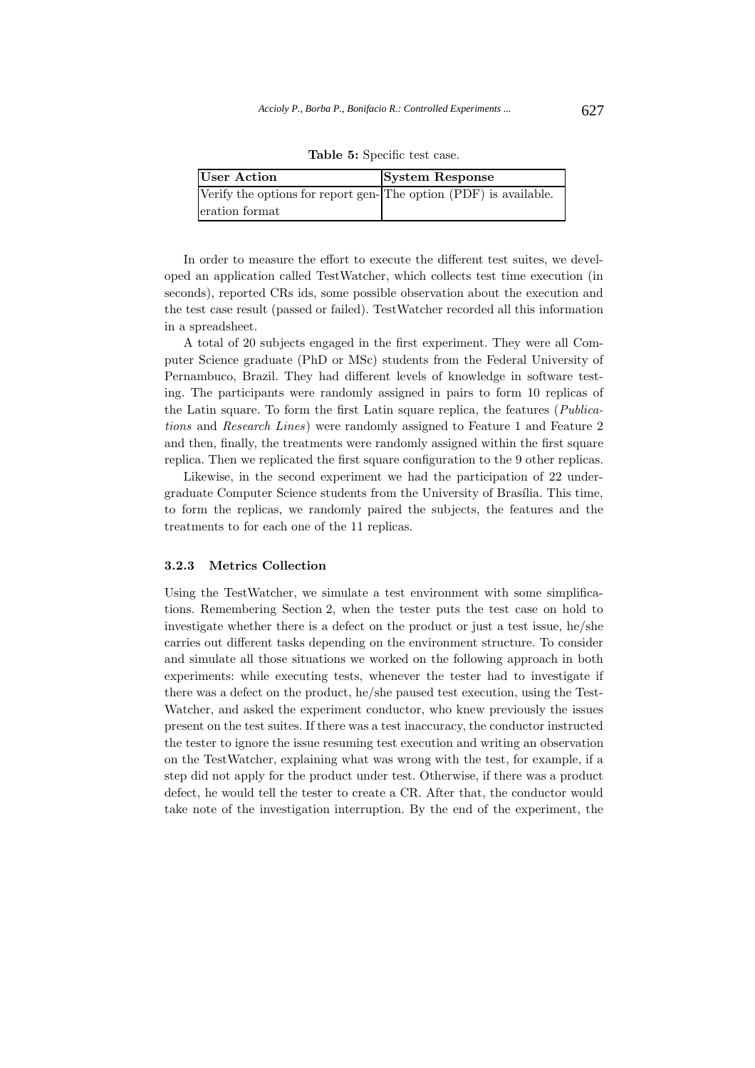**Table 5:** Specific test case.

| User Action | System Response |
|---|---|
| Verify the options for report generation format | The option (PDF) is available. |

In order to measure the effort to execute the different test suites, we developed an application called TestWatcher, which collects test time execution (in seconds), reported CRs ids, some possible observation about the execution and the test case result (passed or failed). TestWatcher recorded all this information in a spreadsheet.

A total of 20 subjects engaged in the first experiment. They were all Computer Science graduate (PhD or MSc) students from the Federal University of Pernambuco, Brazil. They had different levels of knowledge in software testing. The participants were randomly assigned in pairs to form 10 replicas of the Latin square. To form the first Latin square replica, the features (*Publications* and *Research Lines*) were randomly assigned to Feature 1 and Feature 2 and then, finally, the treatments were randomly assigned within the first square replica. Then we replicated the first square configuration to the 9 other replicas.

Likewise, in the second experiment we had the participation of 22 undergraduate Computer Science students from the University of Brasília. This time, to form the replicas, we randomly paired the subjects, the features and the treatments to for each one of the 11 replicas.

#### 3.2.3 Metrics Collection

Using the TestWatcher, we simulate a test environment with some simplifications. Remembering Section 2, when the tester puts the test case on hold to investigate whether there is a defect on the product or just a test issue, he/she carries out different tasks depending on the environment structure. To consider and simulate all those situations we worked on the following approach in both experiments: while executing tests, whenever the tester had to investigate if there was a defect on the product, he/she paused test execution, using the TestWatcher, and asked the experiment conductor, who knew previously the issues present on the test suites. If there was a test inaccuracy, the conductor instructed the tester to ignore the issue resuming test execution and writing an observation on the TestWatcher, explaining what was wrong with the test, for example, if a step did not apply for the product under test. Otherwise, if there was a product defect, he would tell the tester to create a CR. After that, the conductor would take note of the investigation interruption. By the end of the experiment, the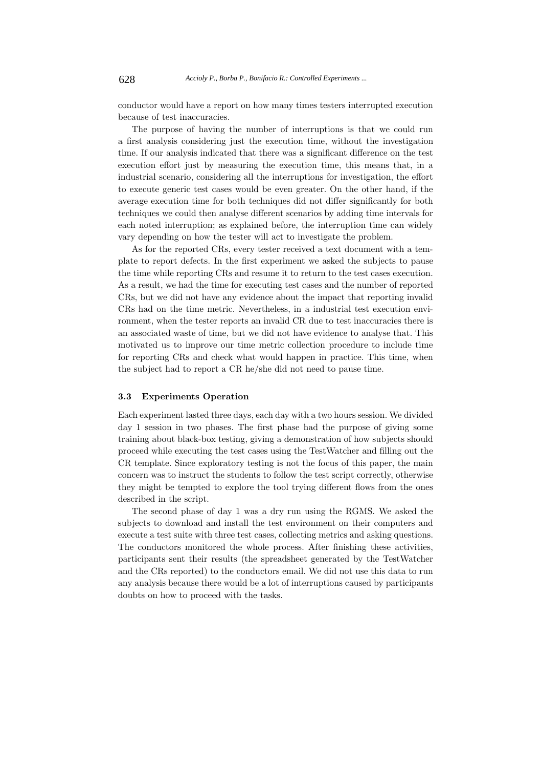conductor would have a report on how many times testers interrupted execution because of test inaccuracies.

The purpose of having the number of interruptions is that we could run a first analysis considering just the execution time, without the investigation time. If our analysis indicated that there was a significant difference on the test execution effort just by measuring the execution time, this means that, in a industrial scenario, considering all the interruptions for investigation, the effort to execute generic test cases would be even greater. On the other hand, if the average execution time for both techniques did not differ significantly for both techniques we could then analyse different scenarios by adding time intervals for each noted interruption; as explained before, the interruption time can widely vary depending on how the tester will act to investigate the problem.

As for the reported CRs, every tester received a text document with a template to report defects. In the first experiment we asked the subjects to pause the time while reporting CRs and resume it to return to the test cases execution. As a result, we had the time for executing test cases and the number of reported CRs, but we did not have any evidence about the impact that reporting invalid CRs had on the time metric. Nevertheless, in a industrial test execution environment, when the tester reports an invalid CR due to test inaccuracies there is an associated waste of time, but we did not have evidence to analyse that. This motivated us to improve our time metric collection procedure to include time for reporting CRs and check what would happen in practice. This time, when the subject had to report a CR he/she did not need to pause time.

### 3.3 Experiments Operation

Each experiment lasted three days, each day with a two hours session. We divided day 1 session in two phases. The first phase had the purpose of giving some training about black-box testing, giving a demonstration of how subjects should proceed while executing the test cases using the TestWatcher and filling out the CR template. Since exploratory testing is not the focus of this paper, the main concern was to instruct the students to follow the test script correctly, otherwise they might be tempted to explore the tool trying different flows from the ones described in the script.

The second phase of day 1 was a dry run using the RGMS. We asked the subjects to download and install the test environment on their computers and execute a test suite with three test cases, collecting metrics and asking questions. The conductors monitored the whole process. After finishing these activities, participants sent their results (the spreadsheet generated by the TestWatcher and the CRs reported) to the conductors email. We did not use this data to run any analysis because there would be a lot of interruptions caused by participants doubts on how to proceed with the tasks.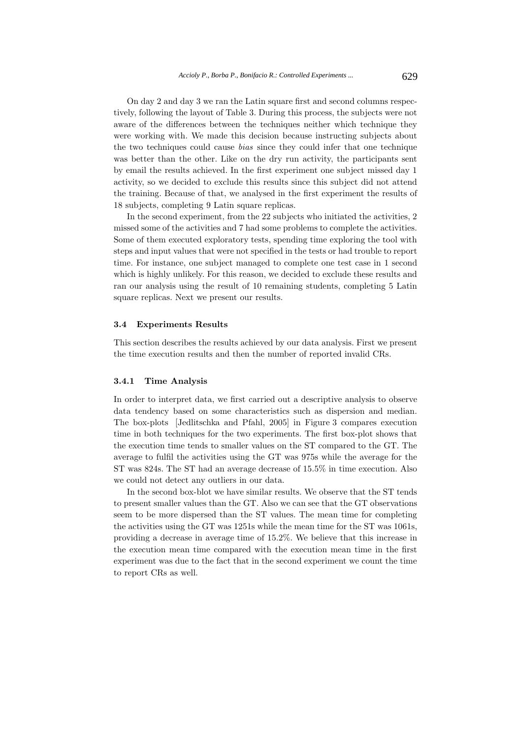On day 2 and day 3 we ran the Latin square first and second columns respectively, following the layout of Table 3. During this process, the subjects were not aware of the differences between the techniques neither which technique they were working with. We made this decision because instructing subjects about the two techniques could cause *bias* since they could infer that one technique was better than the other. Like on the dry run activity, the participants sent by email the results achieved. In the first experiment one subject missed day 1 activity, so we decided to exclude this results since this subject did not attend the training. Because of that, we analysed in the first experiment the results of 18 subjects, completing 9 Latin square replicas.

In the second experiment, from the 22 subjects who initiated the activities, 2 missed some of the activities and 7 had some problems to complete the activities. Some of them executed exploratory tests, spending time exploring the tool with steps and input values that were not specified in the tests or had trouble to report time. For instance, one subject managed to complete one test case in 1 second which is highly unlikely. For this reason, we decided to exclude these results and ran our analysis using the result of 10 remaining students, completing 5 Latin square replicas. Next we present our results.

### 3.4 Experiments Results

This section describes the results achieved by our data analysis. First we present the time execution results and then the number of reported invalid CRs.

#### 3.4.1 Time Analysis

In order to interpret data, we first carried out a descriptive analysis to observe data tendency based on some characteristics such as dispersion and median. The box-plots [Jedlitschka and Pfahl, 2005] in Figure 3 compares execution time in both techniques for the two experiments. The first box-plot shows that the execution time tends to smaller values on the ST compared to the GT. The average to fulfil the activities using the GT was 975s while the average for the ST was 824s. The ST had an average decrease of 15.5% in time execution. Also we could not detect any outliers in our data.

In the second box-blot we have similar results. We observe that the ST tends to present smaller values than the GT. Also we can see that the GT observations seem to be more dispersed than the ST values. The mean time for completing the activities using the GT was 1251s while the mean time for the ST was 1061s, providing a decrease in average time of 15.2%. We believe that this increase in the execution mean time compared with the execution mean time in the first experiment was due to the fact that in the second experiment we count the time to report CRs as well.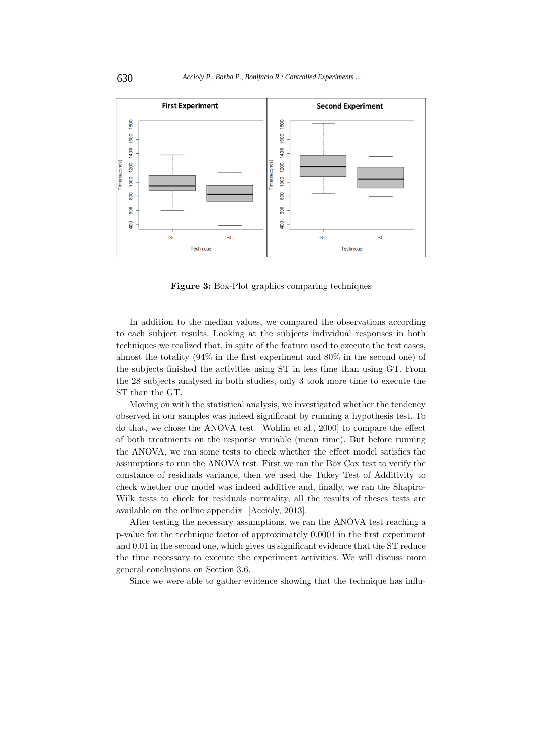Figure 3: Box-Plot graphics comparing techniques

In addition to the median values, we compared the observations according to each subject results. Looking at the subjects individual responses in both techniques we realized that, in spite of the feature used to execute the test cases, almost the totality (94% in the first experiment and 80% in the second one) of the subjects finished the activities using ST in less time than using GT. From the 28 subjects analysed in both studies, only 3 took more time to execute the ST than the GT.

Moving on with the statistical analysis, we investigated whether the tendency observed in our samples was indeed significant by running a hypothesis test. To do that, we chose the ANOVA test [Wohlin et al., 2000] to compare the effect of both treatments on the response variable (mean time). But before running the ANOVA, we ran some tests to check whether the effect model satisfies the assumptions to run the ANOVA test. First we ran the Box Cox test to verify the constance of residuals variance, then we used the Tukey Test of Additivity to check whether our model was indeed additive and, finally, we ran the Shapiro-Wilk tests to check for residuals normality, all the results of theses tests are available on the online appendix [Accioly, 2013].

After testing the necessary assumptions, we ran the ANOVA test reaching a p-value for the technique factor of approximately 0.0001 in the first experiment and 0.01 in the second one, which gives us significant evidence that the ST reduce the time necessary to execute the experiment activities. We will discuss more general conclusions on Section 3.6.

Since we were able to gather evidence showing that the technique has influ-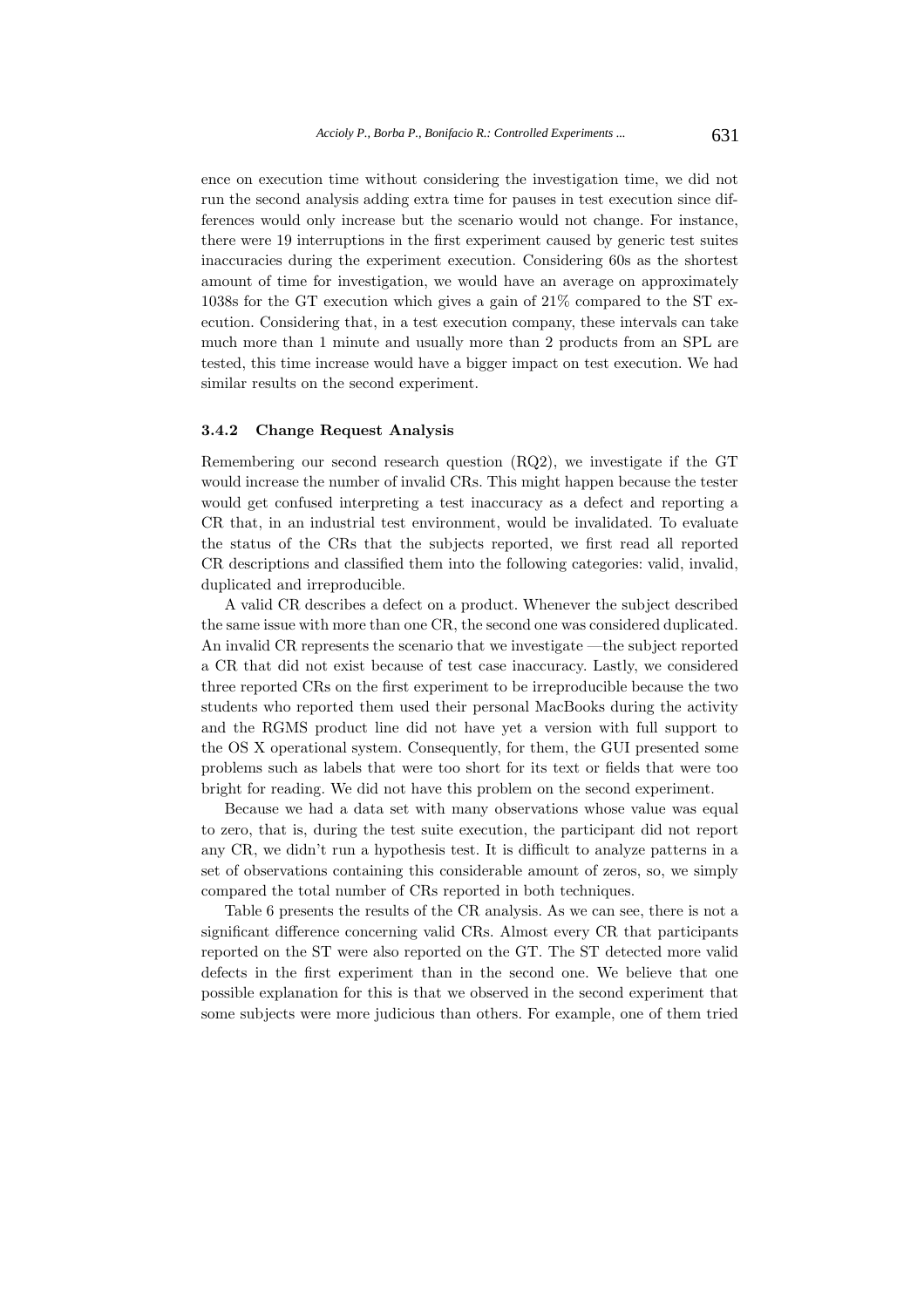ence on execution time without considering the investigation time, we did not run the second analysis adding extra time for pauses in test execution since differences would only increase but the scenario would not change. For instance, there were 19 interruptions in the first experiment caused by generic test suites inaccuracies during the experiment execution. Considering 60s as the shortest amount of time for investigation, we would have an average on approximately 1038s for the GT execution which gives a gain of 21% compared to the ST execution. Considering that, in a test execution company, these intervals can take much more than 1 minute and usually more than 2 products from an SPL are tested, this time increase would have a bigger impact on test execution. We had similar results on the second experiment.

#### 3.4.2 Change Request Analysis

Remembering our second research question (RQ2), we investigate if the GT would increase the number of invalid CRs. This might happen because the tester would get confused interpreting a test inaccuracy as a defect and reporting a CR that, in an industrial test environment, would be invalidated. To evaluate the status of the CRs that the subjects reported, we first read all reported CR descriptions and classified them into the following categories: valid, invalid, duplicated and irreproducible.

A valid CR describes a defect on a product. Whenever the subject described the same issue with more than one CR, the second one was considered duplicated. An invalid CR represents the scenario that we investigate —the subject reported a CR that did not exist because of test case inaccuracy. Lastly, we considered three reported CRs on the first experiment to be irreproducible because the two students who reported them used their personal MacBooks during the activity and the RGMS product line did not have yet a version with full support to the OS X operational system. Consequently, for them, the GUI presented some problems such as labels that were too short for its text or fields that were too bright for reading. We did not have this problem on the second experiment.

Because we had a data set with many observations whose value was equal to zero, that is, during the test suite execution, the participant did not report any CR, we didn't run a hypothesis test. It is difficult to analyze patterns in a set of observations containing this considerable amount of zeros, so, we simply compared the total number of CRs reported in both techniques.

Table 6 presents the results of the CR analysis. As we can see, there is not a significant difference concerning valid CRs. Almost every CR that participants reported on the ST were also reported on the GT. The ST detected more valid defects in the first experiment than in the second one. We believe that one possible explanation for this is that we observed in the second experiment that some subjects were more judicious than others. For example, one of them tried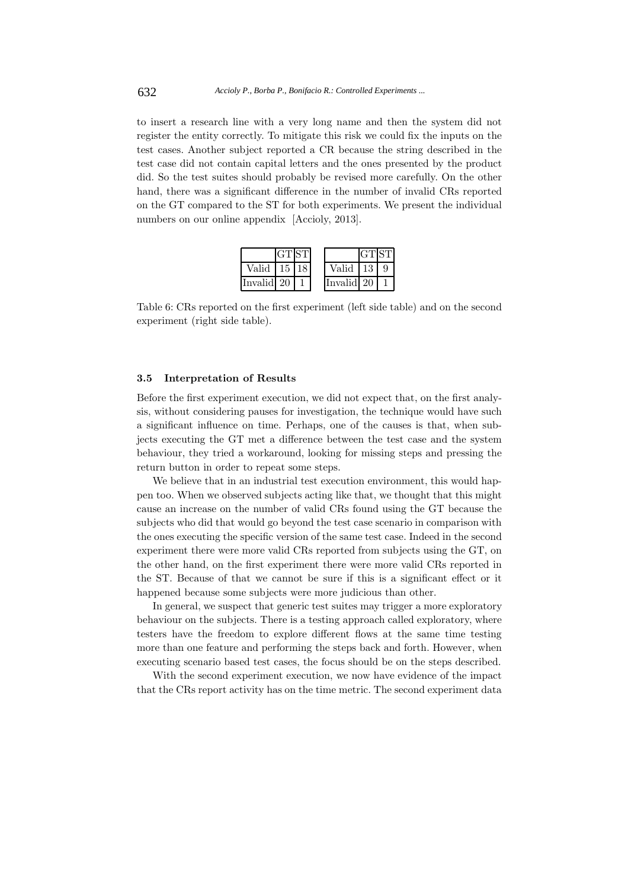to insert a research line with a very long name and then the system did not register the entity correctly. To mitigate this risk we could fix the inputs on the test cases. Another subject reported a CR because the string described in the test case did not contain capital letters and the ones presented by the product did. So the test suites should probably be revised more carefully. On the other hand, there was a significant difference in the number of invalid CRs reported on the GT compared to the ST for both experiments. We present the individual numbers on our online appendix [Accioly, 2013].

| | GT | ST |
|---|---|---|
| Valid | 15 | 18 |
| Invalid | 20 | 1 |

| | GT | ST |
|---|---|---|
| Valid | 13 | 9 |
| Invalid | 20 | 1 |

Table 6: CRs reported on the first experiment (left side table) and on the second experiment (right side table).

### 3.5 Interpretation of Results

Before the first experiment execution, we did not expect that, on the first analysis, without considering pauses for investigation, the technique would have such a significant influence on time. Perhaps, one of the causes is that, when subjects executing the GT met a difference between the test case and the system behaviour, they tried a workaround, looking for missing steps and pressing the return button in order to repeat some steps.

We believe that in an industrial test execution environment, this would happen too. When we observed subjects acting like that, we thought that this might cause an increase on the number of valid CRs found using the GT because the subjects who did that would go beyond the test case scenario in comparison with the ones executing the specific version of the same test case. Indeed in the second experiment there were more valid CRs reported from subjects using the GT, on the other hand, on the first experiment there were more valid CRs reported in the ST. Because of that we cannot be sure if this is a significant effect or it happened because some subjects were more judicious than other.

In general, we suspect that generic test suites may trigger a more exploratory behaviour on the subjects. There is a testing approach called exploratory, where testers have the freedom to explore different flows at the same time testing more than one feature and performing the steps back and forth. However, when executing scenario based test cases, the focus should be on the steps described.

With the second experiment execution, we now have evidence of the impact that the CRs report activity has on the time metric. The second experiment data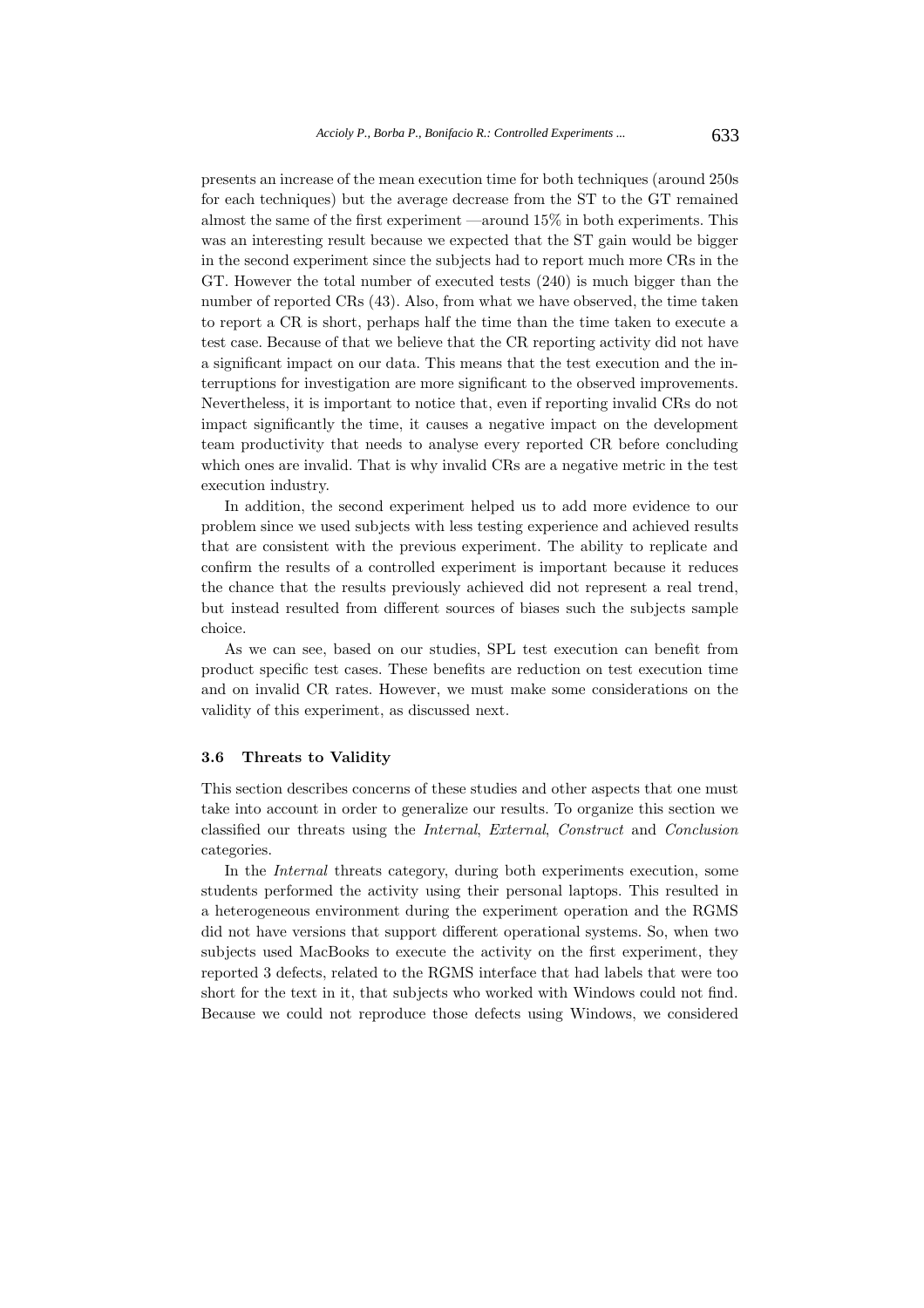presents an increase of the mean execution time for both techniques (around 250s for each techniques) but the average decrease from the ST to the GT remained almost the same of the first experiment —around 15% in both experiments. This was an interesting result because we expected that the ST gain would be bigger in the second experiment since the subjects had to report much more CRs in the GT. However the total number of executed tests (240) is much bigger than the number of reported CRs (43). Also, from what we have observed, the time taken to report a CR is short, perhaps half the time than the time taken to execute a test case. Because of that we believe that the CR reporting activity did not have a significant impact on our data. This means that the test execution and the interruptions for investigation are more significant to the observed improvements. Nevertheless, it is important to notice that, even if reporting invalid CRs do not impact significantly the time, it causes a negative impact on the development team productivity that needs to analyse every reported CR before concluding which ones are invalid. That is why invalid CRs are a negative metric in the test execution industry.

In addition, the second experiment helped us to add more evidence to our problem since we used subjects with less testing experience and achieved results that are consistent with the previous experiment. The ability to replicate and confirm the results of a controlled experiment is important because it reduces the chance that the results previously achieved did not represent a real trend, but instead resulted from different sources of biases such the subjects sample choice.

As we can see, based on our studies, SPL test execution can benefit from product specific test cases. These benefits are reduction on test execution time and on invalid CR rates. However, we must make some considerations on the validity of this experiment, as discussed next.

### 3.6 Threats to Validity

This section describes concerns of these studies and other aspects that one must take into account in order to generalize our results. To organize this section we classified our threats using the *Internal*, *External*, *Construct* and *Conclusion* categories.

In the *Internal* threats category, during both experiments execution, some students performed the activity using their personal laptops. This resulted in a heterogeneous environment during the experiment operation and the RGMS did not have versions that support different operational systems. So, when two subjects used MacBooks to execute the activity on the first experiment, they reported 3 defects, related to the RGMS interface that had labels that were too short for the text in it, that subjects who worked with Windows could not find. Because we could not reproduce those defects using Windows, we considered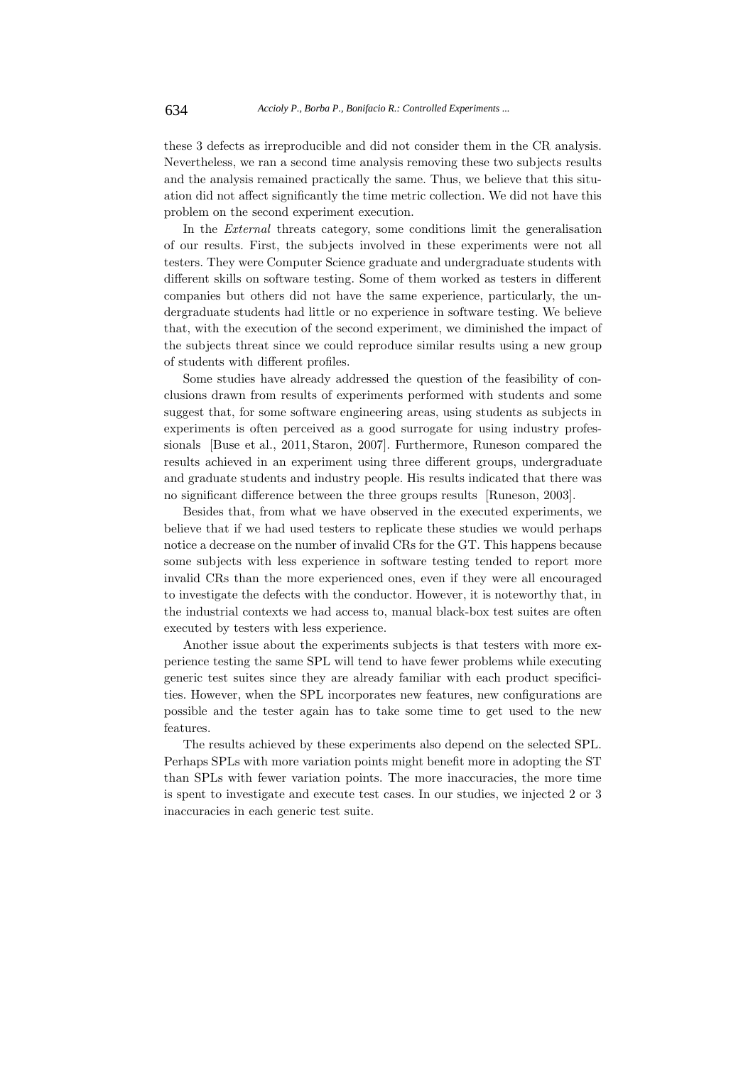these 3 defects as irreproducible and did not consider them in the CR analysis. Nevertheless, we ran a second time analysis removing these two subjects results and the analysis remained practically the same. Thus, we believe that this situation did not affect significantly the time metric collection. We did not have this problem on the second experiment execution.

In the *External* threats category, some conditions limit the generalisation of our results. First, the subjects involved in these experiments were not all testers. They were Computer Science graduate and undergraduate students with different skills on software testing. Some of them worked as testers in different companies but others did not have the same experience, particularly, the undergraduate students had little or no experience in software testing. We believe that, with the execution of the second experiment, we diminished the impact of the subjects threat since we could reproduce similar results using a new group of students with different profiles.

Some studies have already addressed the question of the feasibility of conclusions drawn from results of experiments performed with students and some suggest that, for some software engineering areas, using students as subjects in experiments is often perceived as a good surrogate for using industry professionals [Buse et al., 2011, Staron, 2007]. Furthermore, Runeson compared the results achieved in an experiment using three different groups, undergraduate and graduate students and industry people. His results indicated that there was no significant difference between the three groups results [Runeson, 2003].

Besides that, from what we have observed in the executed experiments, we believe that if we had used testers to replicate these studies we would perhaps notice a decrease on the number of invalid CRs for the GT. This happens because some subjects with less experience in software testing tended to report more invalid CRs than the more experienced ones, even if they were all encouraged to investigate the defects with the conductor. However, it is noteworthy that, in the industrial contexts we had access to, manual black-box test suites are often executed by testers with less experience.

Another issue about the experiments subjects is that testers with more experience testing the same SPL will tend to have fewer problems while executing generic test suites since they are already familiar with each product specificities. However, when the SPL incorporates new features, new configurations are possible and the tester again has to take some time to get used to the new features.

The results achieved by these experiments also depend on the selected SPL. Perhaps SPLs with more variation points might benefit more in adopting the ST than SPLs with fewer variation points. The more inaccuracies, the more time is spent to investigate and execute test cases. In our studies, we injected 2 or 3 inaccuracies in each generic test suite.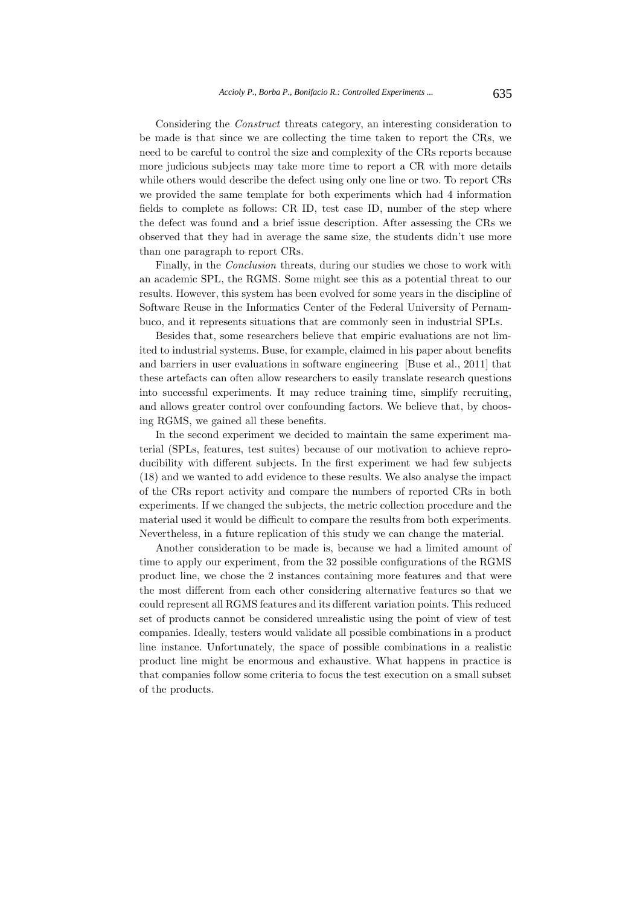Considering the *Construct* threats category, an interesting consideration to be made is that since we are collecting the time taken to report the CRs, we need to be careful to control the size and complexity of the CRs reports because more judicious subjects may take more time to report a CR with more details while others would describe the defect using only one line or two. To report CRs we provided the same template for both experiments which had 4 information fields to complete as follows: CR ID, test case ID, number of the step where the defect was found and a brief issue description. After assessing the CRs we observed that they had in average the same size, the students didn't use more than one paragraph to report CRs.

Finally, in the *Conclusion* threats, during our studies we chose to work with an academic SPL, the RGMS. Some might see this as a potential threat to our results. However, this system has been evolved for some years in the discipline of Software Reuse in the Informatics Center of the Federal University of Pernambuco, and it represents situations that are commonly seen in industrial SPLs.

Besides that, some researchers believe that empiric evaluations are not limited to industrial systems. Buse, for example, claimed in his paper about benefits and barriers in user evaluations in software engineering [Buse et al., 2011] that these artefacts can often allow researchers to easily translate research questions into successful experiments. It may reduce training time, simplify recruiting, and allows greater control over confounding factors. We believe that, by choosing RGMS, we gained all these benefits.

In the second experiment we decided to maintain the same experiment material (SPLs, features, test suites) because of our motivation to achieve reproducibility with different subjects. In the first experiment we had few subjects (18) and we wanted to add evidence to these results. We also analyse the impact of the CRs report activity and compare the numbers of reported CRs in both experiments. If we changed the subjects, the metric collection procedure and the material used it would be difficult to compare the results from both experiments. Nevertheless, in a future replication of this study we can change the material.

Another consideration to be made is, because we had a limited amount of time to apply our experiment, from the 32 possible configurations of the RGMS product line, we chose the 2 instances containing more features and that were the most different from each other considering alternative features so that we could represent all RGMS features and its different variation points. This reduced set of products cannot be considered unrealistic using the point of view of test companies. Ideally, testers would validate all possible combinations in a product line instance. Unfortunately, the space of possible combinations in a realistic product line might be enormous and exhaustive. What happens in practice is that companies follow some criteria to focus the test execution on a small subset of the products.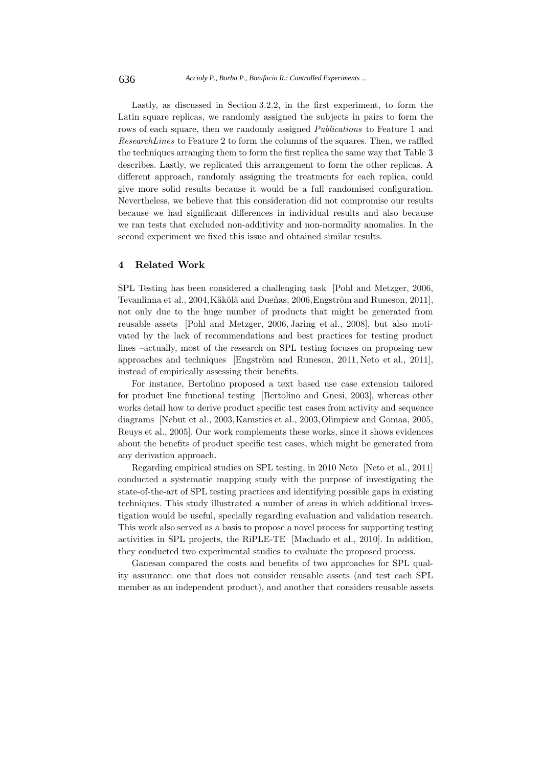Lastly, as discussed in Section 3.2.2, in the first experiment, to form the Latin square replicas, we randomly assigned the subjects in pairs to form the rows of each square, then we randomly assigned *Publications* to Feature 1 and *ResearchLines* to Feature 2 to form the columns of the squares. Then, we raffled the techniques arranging them to form the first replica the same way that Table 3 describes. Lastly, we replicated this arrangement to form the other replicas. A different approach, randomly assigning the treatments for each replica, could give more solid results because it would be a full randomised configuration. Nevertheless, we believe that this consideration did not compromise our results because we had significant differences in individual results and also because we ran tests that excluded non-additivity and non-normality anomalies. In the second experiment we fixed this issue and obtained similar results.

## 4 Related Work

SPL Testing has been considered a challenging task [Pohl and Metzger, 2006, Tevanlinna et al., 2004, Käkölä and Dueñas, 2006, Engström and Runeson, 2011], not only due to the huge number of products that might be generated from reusable assets [Pohl and Metzger, 2006, Jaring et al., 2008], but also motivated by the lack of recommendations and best practices for testing product lines –actually, most of the research on SPL testing focuses on proposing new approaches and techniques [Engström and Runeson, 2011, Neto et al., 2011], instead of empirically assessing their benefits.

For instance, Bertolino proposed a text based use case extension tailored for product line functional testing [Bertolino and Gnesi, 2003], whereas other works detail how to derive product specific test cases from activity and sequence diagrams [Nebut et al., 2003, Kamsties et al., 2003, Olimpiew and Gomaa, 2005, Reuys et al., 2005]. Our work complements these works, since it shows evidences about the benefits of product specific test cases, which might be generated from any derivation approach.

Regarding empirical studies on SPL testing, in 2010 Neto [Neto et al., 2011] conducted a systematic mapping study with the purpose of investigating the state-of-the-art of SPL testing practices and identifying possible gaps in existing techniques. This study illustrated a number of areas in which additional investigation would be useful, specially regarding evaluation and validation research. This work also served as a basis to propose a novel process for supporting testing activities in SPL projects, the RiPLE-TE [Machado et al., 2010]. In addition, they conducted two experimental studies to evaluate the proposed process.

Ganesan compared the costs and benefits of two approaches for SPL quality assurance: one that does not consider reusable assets (and test each SPL member as an independent product), and another that considers reusable assets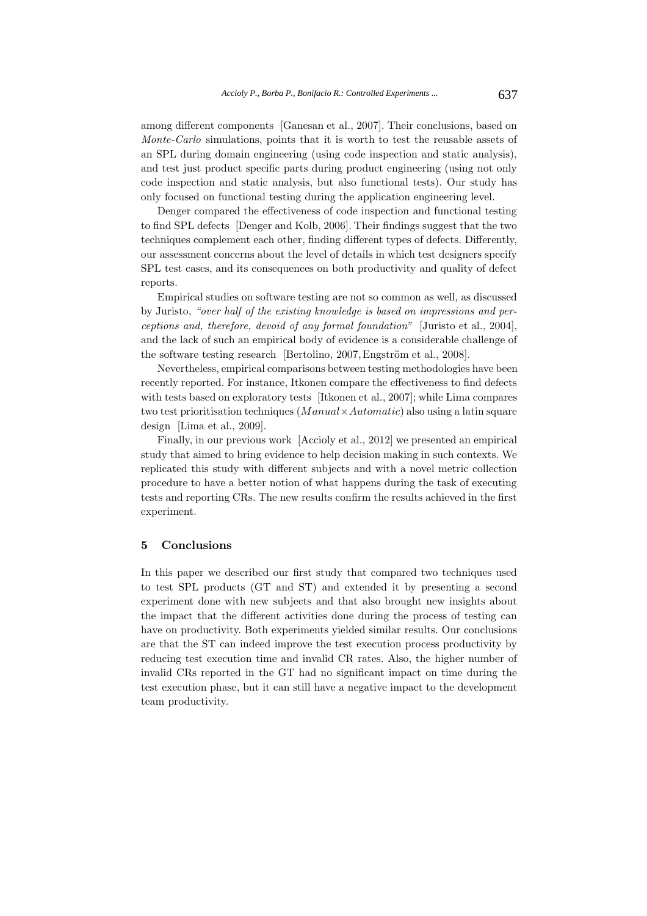among different components [Ganesan et al., 2007]. Their conclusions, based on *Monte-Carlo* simulations, points that it is worth to test the reusable assets of an SPL during domain engineering (using code inspection and static analysis), and test just product specific parts during product engineering (using not only code inspection and static analysis, but also functional tests). Our study has only focused on functional testing during the application engineering level.

Denger compared the effectiveness of code inspection and functional testing to find SPL defects [Denger and Kolb, 2006]. Their findings suggest that the two techniques complement each other, finding different types of defects. Differently, our assessment concerns about the level of details in which test designers specify SPL test cases, and its consequences on both productivity and quality of defect reports.

Empirical studies on software testing are not so common as well, as discussed by Juristo, *"over half of the existing knowledge is based on impressions and perceptions and, therefore, devoid of any formal foundation"* [Juristo et al., 2004], and the lack of such an empirical body of evidence is a considerable challenge of the software testing research [Bertolino, 2007, Engström et al., 2008].

Nevertheless, empirical comparisons between testing methodologies have been recently reported. For instance, Itkonen compare the effectiveness to find defects with tests based on exploratory tests [Itkonen et al., 2007]; while Lima compares two test prioritisation techniques ($Manual \times Automatic$) also using a latin square design [Lima et al., 2009].

Finally, in our previous work [Accioly et al., 2012] we presented an empirical study that aimed to bring evidence to help decision making in such contexts. We replicated this study with different subjects and with a novel metric collection procedure to have a better notion of what happens during the task of executing tests and reporting CRs. The new results confirm the results achieved in the first experiment.

## 5 Conclusions

In this paper we described our first study that compared two techniques used to test SPL products (GT and ST) and extended it by presenting a second experiment done with new subjects and that also brought new insights about the impact that the different activities done during the process of testing can have on productivity. Both experiments yielded similar results. Our conclusions are that the ST can indeed improve the test execution process productivity by reducing test execution time and invalid CR rates. Also, the higher number of invalid CRs reported in the GT had no significant impact on time during the test execution phase, but it can still have a negative impact to the development team productivity.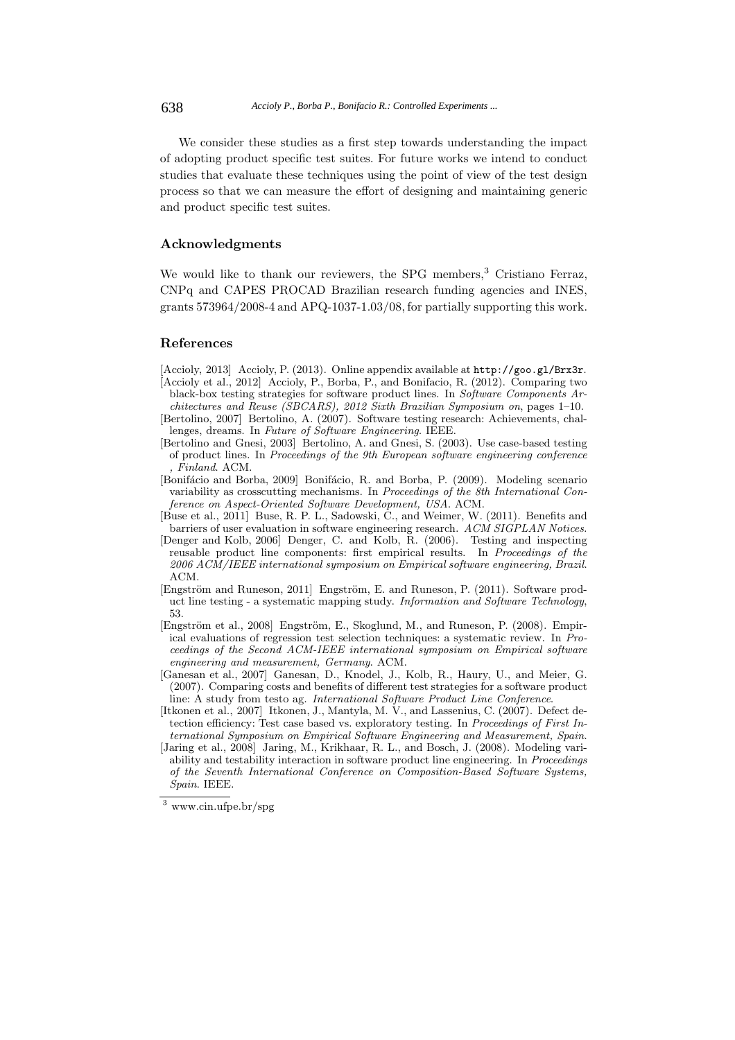We consider these studies as a first step towards understanding the impact of adopting product specific test suites. For future works we intend to conduct studies that evaluate these techniques using the point of view of the test design process so that we can measure the effort of designing and maintaining generic and product specific test suites.

## Acknowledgments

We would like to thank our reviewers, the SPG members,[3] Cristiano Ferraz, CNPq and CAPES PROCAD Brazilian research funding agencies and INES, grants 573964/2008-4 and APQ-1037-1.03/08, for partially supporting this work.

## References

[Accioly, 2013] Accioly, P. (2013). Online appendix available at `http://goo.gl/Brx3r`.

[Accioly et al., 2012] Accioly, P., Borba, P., and Bonifacio, R. (2012). Comparing two black-box testing strategies for software product lines. In *Software Components Architectures and Reuse (SBCARS), 2012 Sixth Brazilian Symposium on*, pages 1–10.

[Bertolino, 2007] Bertolino, A. (2007). Software testing research: Achievements, challenges, dreams. In *Future of Software Engineering*. IEEE.

[Bertolino and Gnesi, 2003] Bertolino, A. and Gnesi, S. (2003). Use case-based testing of product lines. In *Proceedings of the 9th European software engineering conference , Finland*. ACM.

[Bonifácio and Borba, 2009] Bonifácio, R. and Borba, P. (2009). Modeling scenario variability as crosscutting mechanisms. In *Proceedings of the 8th International Conference on Aspect-Oriented Software Development, USA*. ACM.

[Buse et al., 2011] Buse, R. P. L., Sadowski, C., and Weimer, W. (2011). Benefits and barriers of user evaluation in software engineering research. *ACM SIGPLAN Notices*.

[Denger and Kolb, 2006] Denger, C. and Kolb, R. (2006). Testing and inspecting reusable product line components: first empirical results. In *Proceedings of the 2006 ACM/IEEE international symposium on Empirical software engineering, Brazil*. ACM.

[Engström and Runeson, 2011] Engström, E. and Runeson, P. (2011). Software product line testing - a systematic mapping study. *Information and Software Technology*, 53.

[Engström et al., 2008] Engström, E., Skoglund, M., and Runeson, P. (2008). Empirical evaluations of regression test selection techniques: a systematic review. In *Proceedings of the Second ACM-IEEE international symposium on Empirical software engineering and measurement, Germany*. ACM.

[Ganesan et al., 2007] Ganesan, D., Knodel, J., Kolb, R., Haury, U., and Meier, G. (2007). Comparing costs and benefits of different test strategies for a software product line: A study from testo ag. *International Software Product Line Conference*.

[Itkonen et al., 2007] Itkonen, J., Mantyla, M. V., and Lassenius, C. (2007). Defect detection efficiency: Test case based vs. exploratory testing. In *Proceedings of First International Symposium on Empirical Software Engineering and Measurement, Spain*.

[Jaring et al., 2008] Jaring, M., Krikhaar, R. L., and Bosch, J. (2008). Modeling variability and testability interaction in software product line engineering. In *Proceedings of the Seventh International Conference on Composition-Based Software Systems, Spain*. IEEE.

[3] www.cin.ufpe.br/spg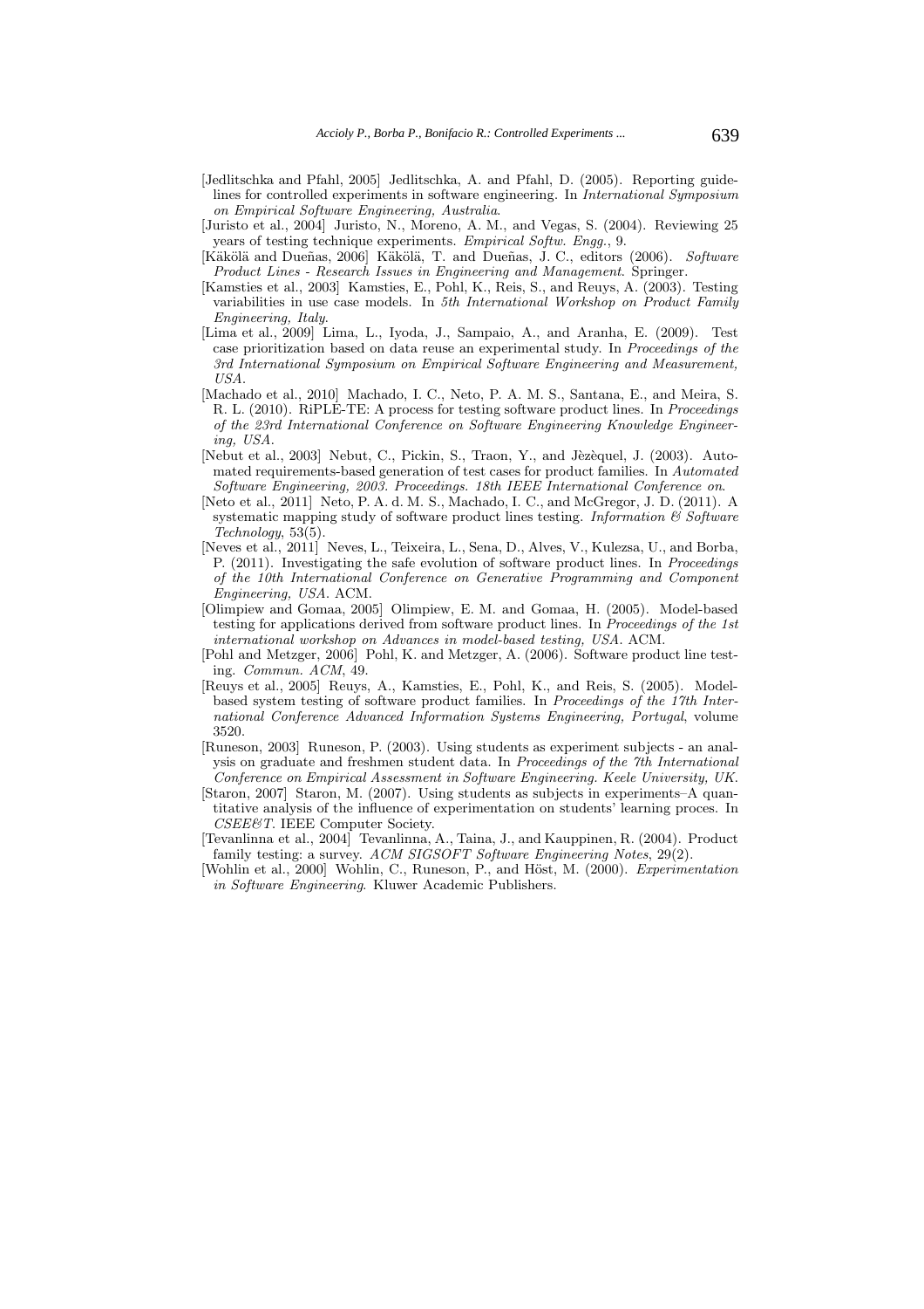[Jedlitschka and Pfahl, 2005] Jedlitschka, A. and Pfahl, D. (2005). Reporting guidelines for controlled experiments in software engineering. In *International Symposium on Empirical Software Engineering, Australia*.

[Juristo et al., 2004] Juristo, N., Moreno, A. M., and Vegas, S. (2004). Reviewing 25 years of testing technique experiments. *Empirical Softw. Engg.*, 9.

[Käkölä and Dueñas, 2006] Käkölä, T. and Dueñas, J. C., editors (2006). *Software Product Lines - Research Issues in Engineering and Management*. Springer.

[Kamsties et al., 2003] Kamsties, E., Pohl, K., Reis, S., and Reuys, A. (2003). Testing variabilities in use case models. In *5th International Workshop on Product Family Engineering, Italy*.

[Lima et al., 2009] Lima, L., Iyoda, J., Sampaio, A., and Aranha, E. (2009). Test case prioritization based on data reuse an experimental study. In *Proceedings of the 3rd International Symposium on Empirical Software Engineering and Measurement, USA*.

[Machado et al., 2010] Machado, I. C., Neto, P. A. M. S., Santana, E., and Meira, S. R. L. (2010). RiPLE-TE: A process for testing software product lines. In *Proceedings of the 23rd International Conference on Software Engineering Knowledge Engineering, USA*.

[Nebut et al., 2003] Nebut, C., Pickin, S., Traon, Y., and Jèzèquel, J. (2003). Automated requirements-based generation of test cases for product families. In *Automated Software Engineering, 2003. Proceedings. 18th IEEE International Conference on*.

[Neto et al., 2011] Neto, P. A. d. M. S., Machado, I. C., and McGregor, J. D. (2011). A systematic mapping study of software product lines testing. *Information & Software Technology*, 53(5).

[Neves et al., 2011] Neves, L., Teixeira, L., Sena, D., Alves, V., Kulezsa, U., and Borba, P. (2011). Investigating the safe evolution of software product lines. In *Proceedings of the 10th International Conference on Generative Programming and Component Engineering, USA*. ACM.

[Olimpiew and Gomaa, 2005] Olimpiew, E. M. and Gomaa, H. (2005). Model-based testing for applications derived from software product lines. In *Proceedings of the 1st international workshop on Advances in model-based testing, USA*. ACM.

[Pohl and Metzger, 2006] Pohl, K. and Metzger, A. (2006). Software product line testing. *Commun. ACM*, 49.

[Reuys et al., 2005] Reuys, A., Kamsties, E., Pohl, K., and Reis, S. (2005). Model-based system testing of software product families. In *Proceedings of the 17th International Conference Advanced Information Systems Engineering, Portugal*, volume 3520.

[Runeson, 2003] Runeson, P. (2003). Using students as experiment subjects - an analysis on graduate and freshmen student data. In *Proceedings of the 7th International Conference on Empirical Assessment in Software Engineering. Keele University, UK*.

[Staron, 2007] Staron, M. (2007). Using students as subjects in experiments–A quantitative analysis of the influence of experimentation on students' learning proces. In *CSEE&T*. IEEE Computer Society.

[Tevanlinna et al., 2004] Tevanlinna, A., Taina, J., and Kauppinen, R. (2004). Product family testing: a survey. *ACM SIGSOFT Software Engineering Notes*, 29(2).

[Wohlin et al., 2000] Wohlin, C., Runeson, P., and Höst, M. (2000). *Experimentation in Software Engineering*. Kluwer Academic Publishers.